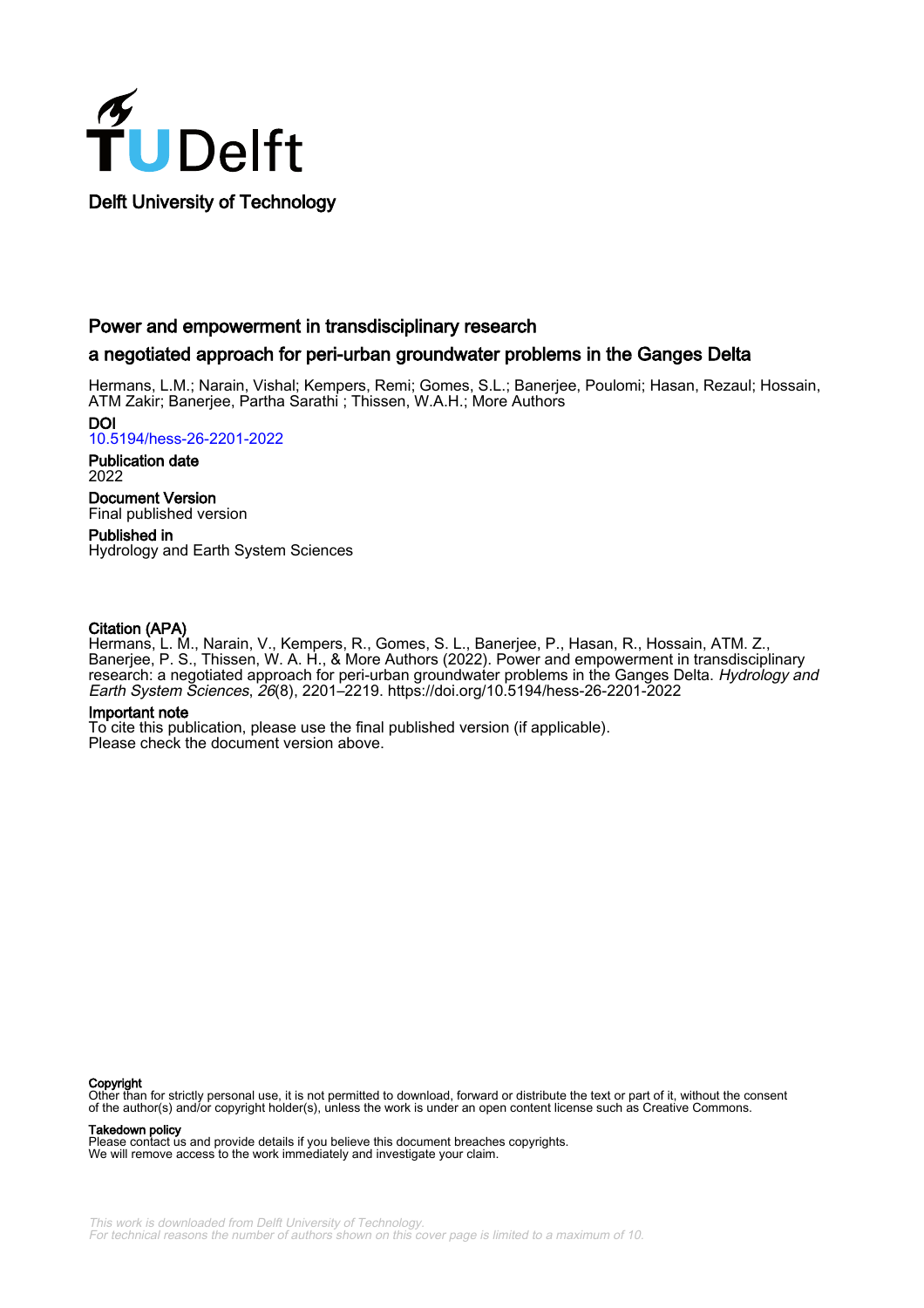Delft University of Technology

# Power and empowerment in transdisciplinary research

## a negotiated approach for peri-urban groundwater problems in the Ganges Delta

Hermans, L.M.; Narain, Vishal; Kempers, Remi; Gomes, S.L.; Banerjee, Poulomi; Hasan, Rezaul; Hossain, ATM Zakir; Banerjee, Partha Sarathi ; Thissen, W.A.H.; More Authors

**DOI**
10.5194/hess-26-2201-2022

**Publication date**
2022

**Document Version**
Final published version

**Published in**
Hydrology and Earth System Sciences

**Citation (APA)**
Hermans, L. M., Narain, V., Kempers, R., Gomes, S. L., Banerjee, P., Hasan, R., Hossain, ATM. Z., Banerjee, P. S., Thissen, W. A. H., & More Authors (2022). Power and empowerment in transdisciplinary research: a negotiated approach for peri-urban groundwater problems in the Ganges Delta. *Hydrology and Earth System Sciences*, *26*(8), 2201–2219. https://doi.org/10.5194/hess-26-2201-2022

**Important note**
To cite this publication, please use the final published version (if applicable).
Please check the document version above.

**Copyright**
Other than for strictly personal use, it is not permitted to download, forward or distribute the text or part of it, without the consent of the author(s) and/or copyright holder(s), unless the work is under an open content license such as Creative Commons.

**Takedown policy**
Please contact us and provide details if you believe this document breaches copyrights.
We will remove access to the work immediately and investigate your claim.

*This work is downloaded from Delft University of Technology.*
*For technical reasons the number of authors shown on this cover page is limited to a maximum of 10.*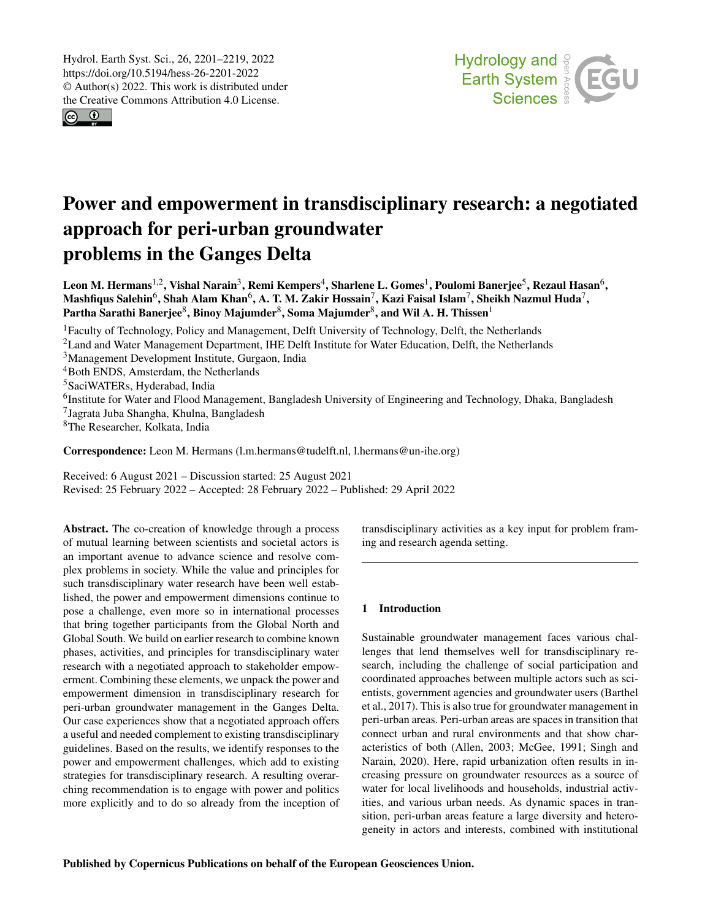# Power and empowerment in transdisciplinary research: a negotiated approach for peri-urban groundwater problems in the Ganges Delta

**Leon M. Hermans**[1,2], **Vishal Narain**[3], **Remi Kempers**[4], **Sharlene L. Gomes**[1], **Poulomi Banerjee**[5], **Rezaul Hasan**[6], **Mashfiqus Salehin**[6], **Shah Alam Khan**[6], **A. T. M. Zakir Hossain**[7], **Kazi Faisal Islam**[7], **Sheikh Nazmul Huda**[7], **Partha Sarathi Banerjee**[8], **Binoy Majumder**[8], **Soma Majumder**[8], **and Wil A. H. Thissen**[1]

[1]Faculty of Technology, Policy and Management, Delft University of Technology, Delft, the Netherlands
[2]Land and Water Management Department, IHE Delft Institute for Water Education, Delft, the Netherlands
[3]Management Development Institute, Gurgaon, India
[4]Both ENDS, Amsterdam, the Netherlands
[5]SaciWATERs, Hyderabad, India
[6]Institute for Water and Flood Management, Bangladesh University of Engineering and Technology, Dhaka, Bangladesh
[7]Jagrata Juba Shangha, Khulna, Bangladesh
[8]The Researcher, Kolkata, India

**Correspondence:** Leon M. Hermans (l.m.hermans@tudelft.nl, l.hermans@un-ihe.org)

Received: 6 August 2021 – Discussion started: 25 August 2021
Revised: 25 February 2022 – Accepted: 28 February 2022 – Published: 29 April 2022

**Abstract.** The co-creation of knowledge through a process of mutual learning between scientists and societal actors is an important avenue to advance science and resolve complex problems in society. While the value and principles for such transdisciplinary water research have been well established, the power and empowerment dimensions continue to pose a challenge, even more so in international processes that bring together participants from the Global North and Global South. We build on earlier research to combine known phases, activities, and principles for transdisciplinary water research with a negotiated approach to stakeholder empowerment. Combining these elements, we unpack the power and empowerment dimension in transdisciplinary research for peri-urban groundwater management in the Ganges Delta. Our case experiences show that a negotiated approach offers a useful and needed complement to existing transdisciplinary guidelines. Based on the results, we identify responses to the power and empowerment challenges, which add to existing strategies for transdisciplinary research. A resulting overarching recommendation is to engage with power and politics more explicitly and to do so already from the inception of transdisciplinary activities as a key input for problem framing and research agenda setting.

## 1 Introduction

Sustainable groundwater management faces various challenges that lend themselves well for transdisciplinary research, including the challenge of social participation and coordinated approaches between multiple actors such as scientists, government agencies and groundwater users (Barthel et al., 2017). This is also true for groundwater management in peri-urban areas. Peri-urban areas are spaces in transition that connect urban and rural environments and that show characteristics of both (Allen, 2003; McGee, 1991; Singh and Narain, 2020). Here, rapid urbanization often results in increasing pressure on groundwater resources as a source of water for local livelihoods and households, industrial activities, and various urban needs. As dynamic spaces in transition, peri-urban areas feature a large diversity and heterogeneity in actors and interests, combined with institutional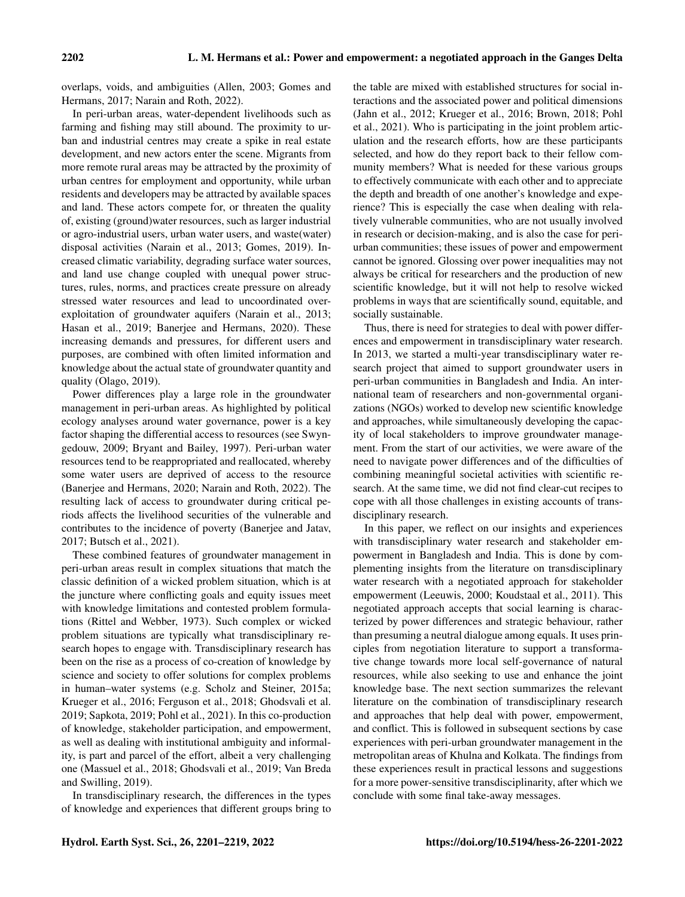overlaps, voids, and ambiguities (Allen, 2003; Gomes and Hermans, 2017; Narain and Roth, 2022).

In peri-urban areas, water-dependent livelihoods such as farming and fishing may still abound. The proximity to urban and industrial centres may create a spike in real estate development, and new actors enter the scene. Migrants from more remote rural areas may be attracted by the proximity of urban centres for employment and opportunity, while urban residents and developers may be attracted by available spaces and land. These actors compete for, or threaten the quality of, existing (ground)water resources, such as larger industrial or agro-industrial users, urban water users, and waste(water) disposal activities (Narain et al., 2013; Gomes, 2019). Increased climatic variability, degrading surface water sources, and land use change coupled with unequal power structures, rules, norms, and practices create pressure on already stressed water resources and lead to uncoordinated over-exploitation of groundwater aquifers (Narain et al., 2013; Hasan et al., 2019; Banerjee and Hermans, 2020). These increasing demands and pressures, for different users and purposes, are combined with often limited information and knowledge about the actual state of groundwater quantity and quality (Olago, 2019).

Power differences play a large role in the groundwater management in peri-urban areas. As highlighted by political ecology analyses around water governance, power is a key factor shaping the differential access to resources (see Swyngedouw, 2009; Bryant and Bailey, 1997). Peri-urban water resources tend to be reappropriated and reallocated, whereby some water users are deprived of access to the resource (Banerjee and Hermans, 2020; Narain and Roth, 2022). The resulting lack of access to groundwater during critical periods affects the livelihood securities of the vulnerable and contributes to the incidence of poverty (Banerjee and Jatav, 2017; Butsch et al., 2021).

These combined features of groundwater management in peri-urban areas result in complex situations that match the classic definition of a wicked problem situation, which is at the juncture where conflicting goals and equity issues meet with knowledge limitations and contested problem formulations (Rittel and Webber, 1973). Such complex or wicked problem situations are typically what transdisciplinary research hopes to engage with. Transdisciplinary research has been on the rise as a process of co-creation of knowledge by science and society to offer solutions for complex problems in human–water systems (e.g. Scholz and Steiner, 2015a; Krueger et al., 2016; Ferguson et al., 2018; Ghodsvali et al. 2019; Sapkota, 2019; Pohl et al., 2021). In this co-production of knowledge, stakeholder participation, and empowerment, as well as dealing with institutional ambiguity and informality, is part and parcel of the effort, albeit a very challenging one (Massuel et al., 2018; Ghodsvali et al., 2019; Van Breda and Swilling, 2019).

In transdisciplinary research, the differences in the types of knowledge and experiences that different groups bring to the table are mixed with established structures for social interactions and the associated power and political dimensions (Jahn et al., 2012; Krueger et al., 2016; Brown, 2018; Pohl et al., 2021). Who is participating in the joint problem articulation and the research efforts, how are these participants selected, and how do they report back to their fellow community members? What is needed for these various groups to effectively communicate with each other and to appreciate the depth and breadth of one another's knowledge and experience? This is especially the case when dealing with relatively vulnerable communities, who are not usually involved in research or decision-making, and is also the case for peri-urban communities; these issues of power and empowerment cannot be ignored. Glossing over power inequalities may not always be critical for researchers and the production of new scientific knowledge, but it will not help to resolve wicked problems in ways that are scientifically sound, equitable, and socially sustainable.

Thus, there is need for strategies to deal with power differences and empowerment in transdisciplinary water research. In 2013, we started a multi-year transdisciplinary water research project that aimed to support groundwater users in peri-urban communities in Bangladesh and India. An international team of researchers and non-governmental organizations (NGOs) worked to develop new scientific knowledge and approaches, while simultaneously developing the capacity of local stakeholders to improve groundwater management. From the start of our activities, we were aware of the need to navigate power differences and of the difficulties of combining meaningful societal activities with scientific research. At the same time, we did not find clear-cut recipes to cope with all those challenges in existing accounts of transdisciplinary research.

In this paper, we reflect on our insights and experiences with transdisciplinary water research and stakeholder empowerment in Bangladesh and India. This is done by complementing insights from the literature on transdisciplinary water research with a negotiated approach for stakeholder empowerment (Leeuwis, 2000; Koudstaal et al., 2011). This negotiated approach accepts that social learning is characterized by power differences and strategic behaviour, rather than presuming a neutral dialogue among equals. It uses principles from negotiation literature to support a transformative change towards more local self-governance of natural resources, while also seeking to use and enhance the joint knowledge base. The next section summarizes the relevant literature on the combination of transdisciplinary research and approaches that help deal with power, empowerment, and conflict. This is followed in subsequent sections by case experiences with peri-urban groundwater management in the metropolitan areas of Khulna and Kolkata. The findings from these experiences result in practical lessons and suggestions for a more power-sensitive transdisciplinarity, after which we conclude with some final take-away messages.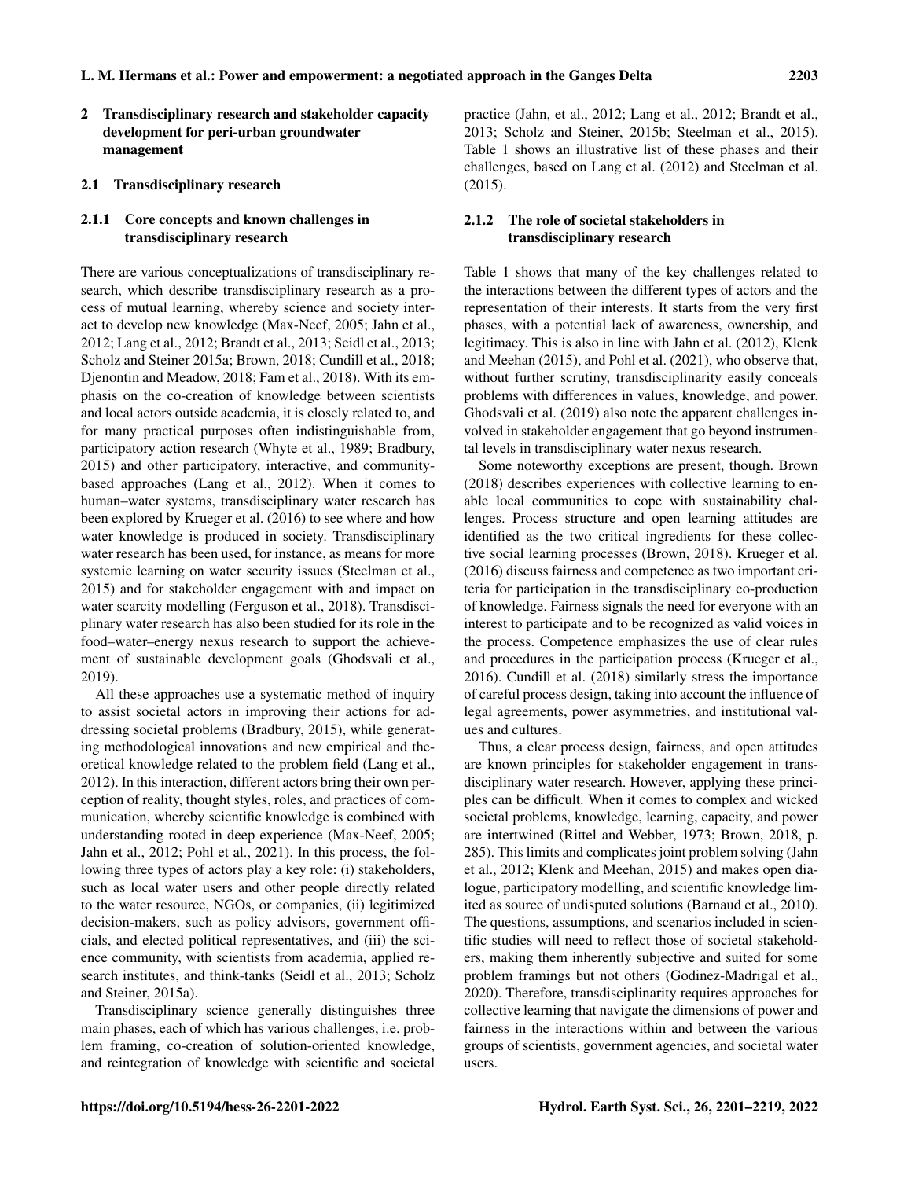## 2 Transdisciplinary research and stakeholder capacity development for peri-urban groundwater management

### 2.1 Transdisciplinary research

#### 2.1.1 Core concepts and known challenges in transdisciplinary research

There are various conceptualizations of transdisciplinary research, which describe transdisciplinary research as a process of mutual learning, whereby science and society interact to develop new knowledge (Max-Neef, 2005; Jahn et al., 2012; Lang et al., 2012; Brandt et al., 2013; Seidl et al., 2013; Scholz and Steiner 2015a; Brown, 2018; Cundill et al., 2018; Djenontin and Meadow, 2018; Fam et al., 2018). With its emphasis on the co-creation of knowledge between scientists and local actors outside academia, it is closely related to, and for many practical purposes often indistinguishable from, participatory action research (Whyte et al., 1989; Bradbury, 2015) and other participatory, interactive, and community-based approaches (Lang et al., 2012). When it comes to human–water systems, transdisciplinary water research has been explored by Krueger et al. (2016) to see where and how water knowledge is produced in society. Transdisciplinary water research has been used, for instance, as means for more systemic learning on water security issues (Steelman et al., 2015) and for stakeholder engagement with and impact on water scarcity modelling (Ferguson et al., 2018). Transdisciplinary water research has also been studied for its role in the food–water–energy nexus research to support the achievement of sustainable development goals (Ghodsvali et al., 2019).

All these approaches use a systematic method of inquiry to assist societal actors in improving their actions for addressing societal problems (Bradbury, 2015), while generating methodological innovations and new empirical and theoretical knowledge related to the problem field (Lang et al., 2012). In this interaction, different actors bring their own perception of reality, thought styles, roles, and practices of communication, whereby scientific knowledge is combined with understanding rooted in deep experience (Max-Neef, 2005; Jahn et al., 2012; Pohl et al., 2021). In this process, the following three types of actors play a key role: (i) stakeholders, such as local water users and other people directly related to the water resource, NGOs, or companies, (ii) legitimized decision-makers, such as policy advisors, government officials, and elected political representatives, and (iii) the science community, with scientists from academia, applied research institutes, and think-tanks (Seidl et al., 2013; Scholz and Steiner, 2015a).

Transdisciplinary science generally distinguishes three main phases, each of which has various challenges, i.e. problem framing, co-creation of solution-oriented knowledge, and reintegration of knowledge with scientific and societal practice (Jahn, et al., 2012; Lang et al., 2012; Brandt et al., 2013; Scholz and Steiner, 2015b; Steelman et al., 2015). Table 1 shows an illustrative list of these phases and their challenges, based on Lang et al. (2012) and Steelman et al. (2015).

#### 2.1.2 The role of societal stakeholders in transdisciplinary research

Table 1 shows that many of the key challenges related to the interactions between the different types of actors and the representation of their interests. It starts from the very first phases, with a potential lack of awareness, ownership, and legitimacy. This is also in line with Jahn et al. (2012), Klenk and Meehan (2015), and Pohl et al. (2021), who observe that, without further scrutiny, transdisciplinarity easily conceals problems with differences in values, knowledge, and power. Ghodsvali et al. (2019) also note the apparent challenges involved in stakeholder engagement that go beyond instrumental levels in transdisciplinary water nexus research.

Some noteworthy exceptions are present, though. Brown (2018) describes experiences with collective learning to enable local communities to cope with sustainability challenges. Process structure and open learning attitudes are identified as the two critical ingredients for these collective social learning processes (Brown, 2018). Krueger et al. (2016) discuss fairness and competence as two important criteria for participation in the transdisciplinary co-production of knowledge. Fairness signals the need for everyone with an interest to participate and to be recognized as valid voices in the process. Competence emphasizes the use of clear rules and procedures in the participation process (Krueger et al., 2016). Cundill et al. (2018) similarly stress the importance of careful process design, taking into account the influence of legal agreements, power asymmetries, and institutional values and cultures.

Thus, a clear process design, fairness, and open attitudes are known principles for stakeholder engagement in transdisciplinary water research. However, applying these principles can be difficult. When it comes to complex and wicked societal problems, knowledge, learning, capacity, and power are intertwined (Rittel and Webber, 1973; Brown, 2018, p. 285). This limits and complicates joint problem solving (Jahn et al., 2012; Klenk and Meehan, 2015) and makes open dialogue, participatory modelling, and scientific knowledge limited as source of undisputed solutions (Barnaud et al., 2010). The questions, assumptions, and scenarios included in scientific studies will need to reflect those of societal stakeholders, making them inherently subjective and suited for some problem framings but not others (Godinez-Madrigal et al., 2020). Therefore, transdisciplinarity requires approaches for collective learning that navigate the dimensions of power and fairness in the interactions within and between the various groups of scientists, government agencies, and societal water users.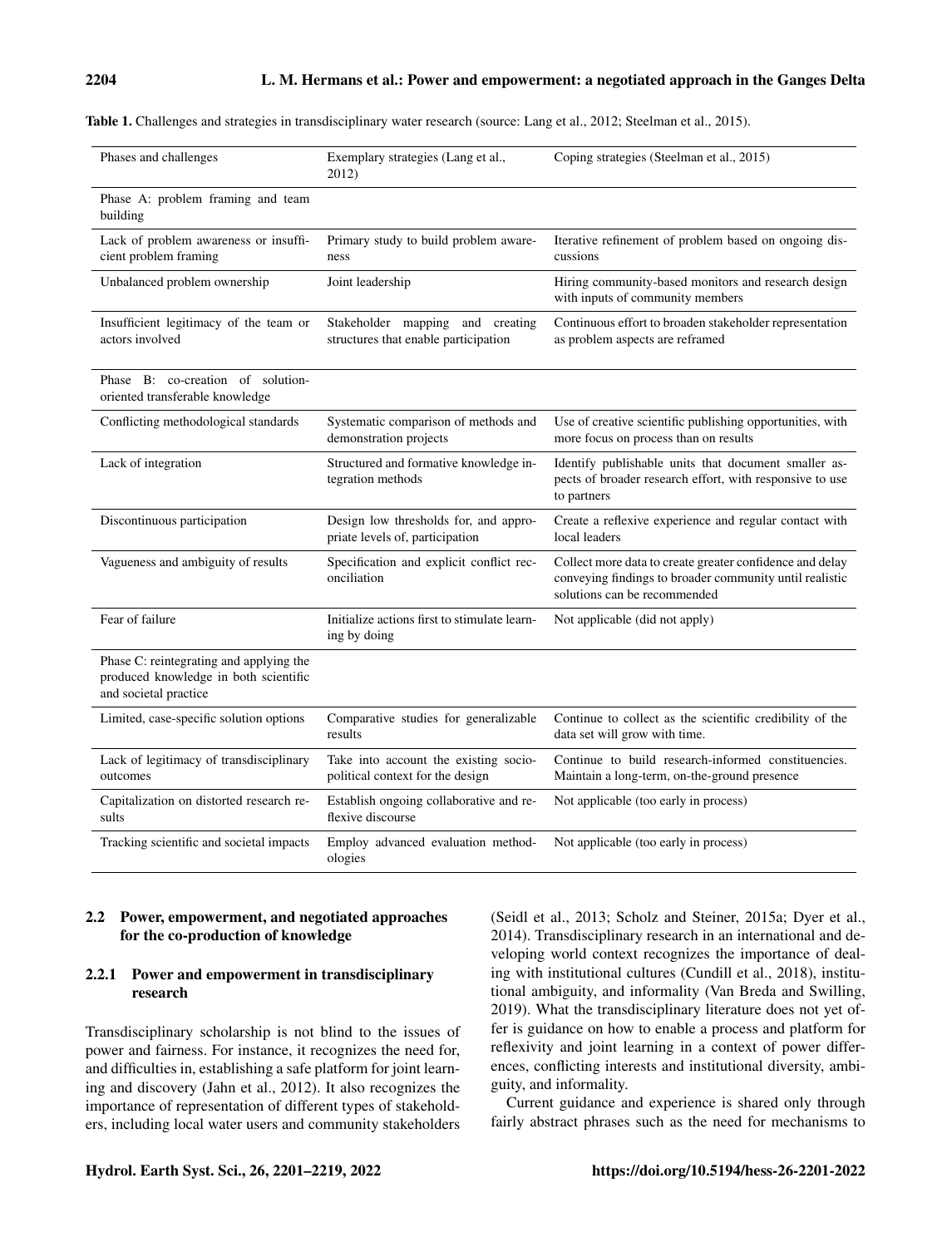**Table 1.** Challenges and strategies in transdisciplinary water research (source: Lang et al., 2012; Steelman et al., 2015).

| Phases and challenges | Exemplary strategies (Lang et al., 2012) | Coping strategies (Steelman et al., 2015) |
|---|---|---|
| Phase A: problem framing and team building | | |
| Lack of problem awareness or insufficient problem framing | Primary study to build problem awareness | Iterative refinement of problem based on ongoing discussions |
| Unbalanced problem ownership | Joint leadership | Hiring community-based monitors and research design with inputs of community members |
| Insufficient legitimacy of the team or actors involved | Stakeholder mapping and creating structures that enable participation | Continuous effort to broaden stakeholder representation as problem aspects are reframed |
| Phase B: co-creation of solution-oriented transferable knowledge | | |
| Conflicting methodological standards | Systematic comparison of methods and demonstration projects | Use of creative scientific publishing opportunities, with more focus on process than on results |
| Lack of integration | Structured and formative knowledge integration methods | Identify publishable units that document smaller aspects of broader research effort, with responsive to use to partners |
| Discontinuous participation | Design low thresholds for, and appropriate levels of, participation | Create a reflexive experience and regular contact with local leaders |
| Vagueness and ambiguity of results | Specification and explicit conflict reconciliation | Collect more data to create greater confidence and delay conveying findings to broader community until realistic solutions can be recommended |
| Fear of failure | Initialize actions first to stimulate learning by doing | Not applicable (did not apply) |
| Phase C: reintegrating and applying the produced knowledge in both scientific and societal practice | | |
| Limited, case-specific solution options | Comparative studies for generalizable results | Continue to collect as the scientific credibility of the data set will grow with time. |
| Lack of legitimacy of transdisciplinary outcomes | Take into account the existing socio-political context for the design | Continue to build research-informed constituencies. Maintain a long-term, on-the-ground presence |
| Capitalization on distorted research results | Establish ongoing collaborative and reflexive discourse | Not applicable (too early in process) |
| Tracking scientific and societal impacts | Employ advanced evaluation methodologies | Not applicable (too early in process) |

### 2.2 Power, empowerment, and negotiated approaches for the co-production of knowledge

#### 2.2.1 Power and empowerment in transdisciplinary research

Transdisciplinary scholarship is not blind to the issues of power and fairness. For instance, it recognizes the need for, and difficulties in, establishing a safe platform for joint learning and discovery (Jahn et al., 2012). It also recognizes the importance of representation of different types of stakeholders, including local water users and community stakeholders (Seidl et al., 2013; Scholz and Steiner, 2015a; Dyer et al., 2014). Transdisciplinary research in an international and developing world context recognizes the importance of dealing with institutional cultures (Cundill et al., 2018), institutional ambiguity, and informality (Van Breda and Swilling, 2019). What the transdisciplinary literature does not yet offer is guidance on how to enable a process and platform for reflexivity and joint learning in a context of power differences, conflicting interests and institutional diversity, ambiguity, and informality.

Current guidance and experience is shared only through fairly abstract phrases such as the need for mechanisms to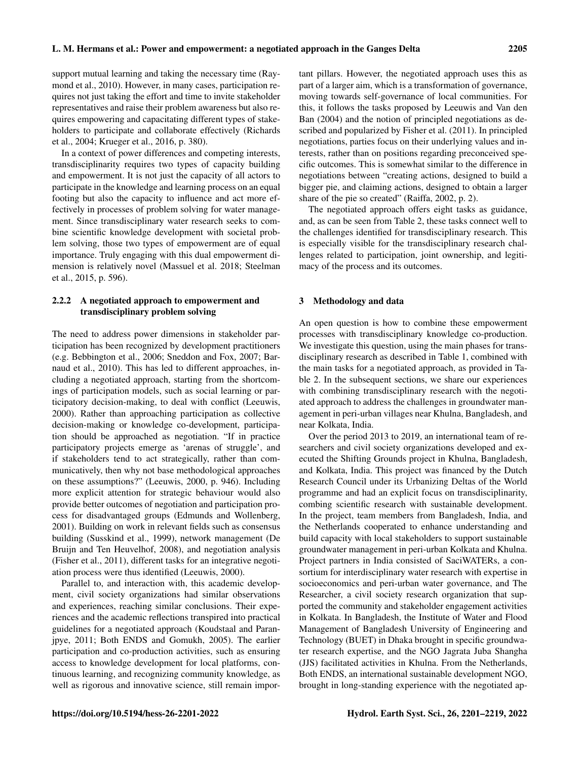support mutual learning and taking the necessary time (Raymond et al., 2010). However, in many cases, participation requires not just taking the effort and time to invite stakeholder representatives and raise their problem awareness but also requires empowering and capacitating different types of stakeholders to participate and collaborate effectively (Richards et al., 2004; Krueger et al., 2016, p. 380).

In a context of power differences and competing interests, transdisciplinarity requires two types of capacity building and empowerment. It is not just the capacity of all actors to participate in the knowledge and learning process on an equal footing but also the capacity to influence and act more effectively in processes of problem solving for water management. Since transdisciplinary water research seeks to combine scientific knowledge development with societal problem solving, those two types of empowerment are of equal importance. Truly engaging with this dual empowerment dimension is relatively novel (Massuel et al. 2018; Steelman et al., 2015, p. 596).

#### 2.2.2 A negotiated approach to empowerment and transdisciplinary problem solving

The need to address power dimensions in stakeholder participation has been recognized by development practitioners (e.g. Bebbington et al., 2006; Sneddon and Fox, 2007; Barnaud et al., 2010). This has led to different approaches, including a negotiated approach, starting from the shortcomings of participation models, such as social learning or participatory decision-making, to deal with conflict (Leeuwis, 2000). Rather than approaching participation as collective decision-making or knowledge co-development, participation should be approached as negotiation. "If in practice participatory projects emerge as 'arenas of struggle', and if stakeholders tend to act strategically, rather than communicatively, then why not base methodological approaches on these assumptions?" (Leeuwis, 2000, p. 946). Including more explicit attention for strategic behaviour would also provide better outcomes of negotiation and participation process for disadvantaged groups (Edmunds and Wollenberg, 2001). Building on work in relevant fields such as consensus building (Susskind et al., 1999), network management (De Bruijn and Ten Heuvelhof, 2008), and negotiation analysis (Fisher et al., 2011), different tasks for an integrative negotiation process were thus identified (Leeuwis, 2000).

Parallel to, and interaction with, this academic development, civil society organizations had similar observations and experiences, reaching similar conclusions. Their experiences and the academic reflections transpired into practical guidelines for a negotiated approach (Koudstaal and Paranjpye, 2011; Both ENDS and Gomukh, 2005). The earlier participation and co-production activities, such as ensuring access to knowledge development for local platforms, continuous learning, and recognizing community knowledge, as well as rigorous and innovative science, still remain important pillars. However, the negotiated approach uses this as part of a larger aim, which is a transformation of governance, moving towards self-governance of local communities. For this, it follows the tasks proposed by Leeuwis and Van den Ban (2004) and the notion of principled negotiations as described and popularized by Fisher et al. (2011). In principled negotiations, parties focus on their underlying values and interests, rather than on positions regarding preconceived specific outcomes. This is somewhat similar to the difference in negotiations between "creating actions, designed to build a bigger pie, and claiming actions, designed to obtain a larger share of the pie so created" (Raiffa, 2002, p. 2).

The negotiated approach offers eight tasks as guidance, and, as can be seen from Table 2, these tasks connect well to the challenges identified for transdisciplinary research. This is especially visible for the transdisciplinary research challenges related to participation, joint ownership, and legitimacy of the process and its outcomes.

## 3 Methodology and data

An open question is how to combine these empowerment processes with transdisciplinary knowledge co-production. We investigate this question, using the main phases for transdisciplinary research as described in Table 1, combined with the main tasks for a negotiated approach, as provided in Table 2. In the subsequent sections, we share our experiences with combining transdisciplinary research with the negotiated approach to address the challenges in groundwater management in peri-urban villages near Khulna, Bangladesh, and near Kolkata, India.

Over the period 2013 to 2019, an international team of researchers and civil society organizations developed and executed the Shifting Grounds project in Khulna, Bangladesh, and Kolkata, India. This project was financed by the Dutch Research Council under its Urbanizing Deltas of the World programme and had an explicit focus on transdisciplinarity, combing scientific research with sustainable development. In the project, team members from Bangladesh, India, and the Netherlands cooperated to enhance understanding and build capacity with local stakeholders to support sustainable groundwater management in peri-urban Kolkata and Khulna. Project partners in India consisted of SaciWATERs, a consortium for interdisciplinary water research with expertise in socioeconomics and peri-urban water governance, and The Researcher, a civil society research organization that supported the community and stakeholder engagement activities in Kolkata. In Bangladesh, the Institute of Water and Flood Management of Bangladesh University of Engineering and Technology (BUET) in Dhaka brought in specific groundwater research expertise, and the NGO Jagrata Juba Shangha (JJS) facilitated activities in Khulna. From the Netherlands, Both ENDS, an international sustainable development NGO, brought in long-standing experience with the negotiated ap-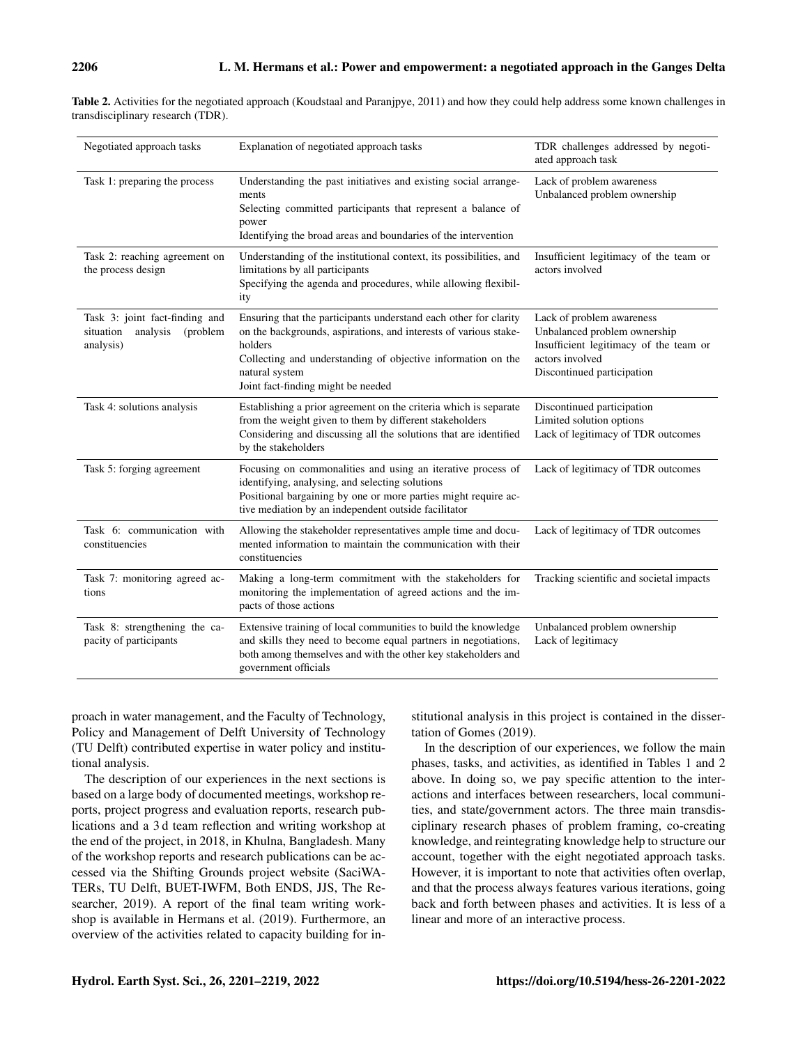**Table 2.** Activities for the negotiated approach (Koudstaal and Paranjpye, 2011) and how they could help address some known challenges in transdisciplinary research (TDR).

| Negotiated approach tasks | Explanation of negotiated approach tasks | TDR challenges addressed by negotiated approach task |
|---|---|---|
| Task 1: preparing the process | Understanding the past initiatives and existing social arrangements<br>Selecting committed participants that represent a balance of power<br>Identifying the broad areas and boundaries of the intervention | Lack of problem awareness<br>Unbalanced problem ownership |
| Task 2: reaching agreement on the process design | Understanding of the institutional context, its possibilities, and limitations by all participants<br>Specifying the agenda and procedures, while allowing flexibility | Insufficient legitimacy of the team or actors involved |
| Task 3: joint fact-finding and situation analysis (problem analysis) | Ensuring that the participants understand each other for clarity on the backgrounds, aspirations, and interests of various stakeholders<br>Collecting and understanding of objective information on the natural system<br>Joint fact-finding might be needed | Lack of problem awareness<br>Unbalanced problem ownership<br>Insufficient legitimacy of the team or actors involved<br>Discontinued participation |
| Task 4: solutions analysis | Establishing a prior agreement on the criteria which is separate from the weight given to them by different stakeholders<br>Considering and discussing all the solutions that are identified by the stakeholders | Discontinued participation<br>Limited solution options<br>Lack of legitimacy of TDR outcomes |
| Task 5: forging agreement | Focusing on commonalities and using an iterative process of identifying, analysing, and selecting solutions<br>Positional bargaining by one or more parties might require active mediation by an independent outside facilitator | Lack of legitimacy of TDR outcomes |
| Task 6: communication with constituencies | Allowing the stakeholder representatives ample time and documented information to maintain the communication with their constituencies | Lack of legitimacy of TDR outcomes |
| Task 7: monitoring agreed actions | Making a long-term commitment with the stakeholders for monitoring the implementation of agreed actions and the impacts of those actions | Tracking scientific and societal impacts |
| Task 8: strengthening the capacity of participants | Extensive training of local communities to build the knowledge and skills they need to become equal partners in negotiations, both among themselves and with the other key stakeholders and government officials | Unbalanced problem ownership<br>Lack of legitimacy |

proach in water management, and the Faculty of Technology, Policy and Management of Delft University of Technology (TU Delft) contributed expertise in water policy and institutional analysis.

The description of our experiences in the next sections is based on a large body of documented meetings, workshop reports, project progress and evaluation reports, research publications and a 3 d team reflection and writing workshop at the end of the project, in 2018, in Khulna, Bangladesh. Many of the workshop reports and research publications can be accessed via the Shifting Grounds project website (SaciWATERs, TU Delft, BUET-IWFM, Both ENDS, JJS, The Researcher, 2019). A report of the final team writing workshop is available in Hermans et al. (2019). Furthermore, an overview of the activities related to capacity building for institutional analysis in this project is contained in the dissertation of Gomes (2019).

In the description of our experiences, we follow the main phases, tasks, and activities, as identified in Tables 1 and 2 above. In doing so, we pay specific attention to the interactions and interfaces between researchers, local communities, and state/government actors. The three main transdisciplinary research phases of problem framing, co-creating knowledge, and reintegrating knowledge help to structure our account, together with the eight negotiated approach tasks. However, it is important to note that activities often overlap, and that the process always features various iterations, going back and forth between phases and activities. It is less of a linear and more of an interactive process.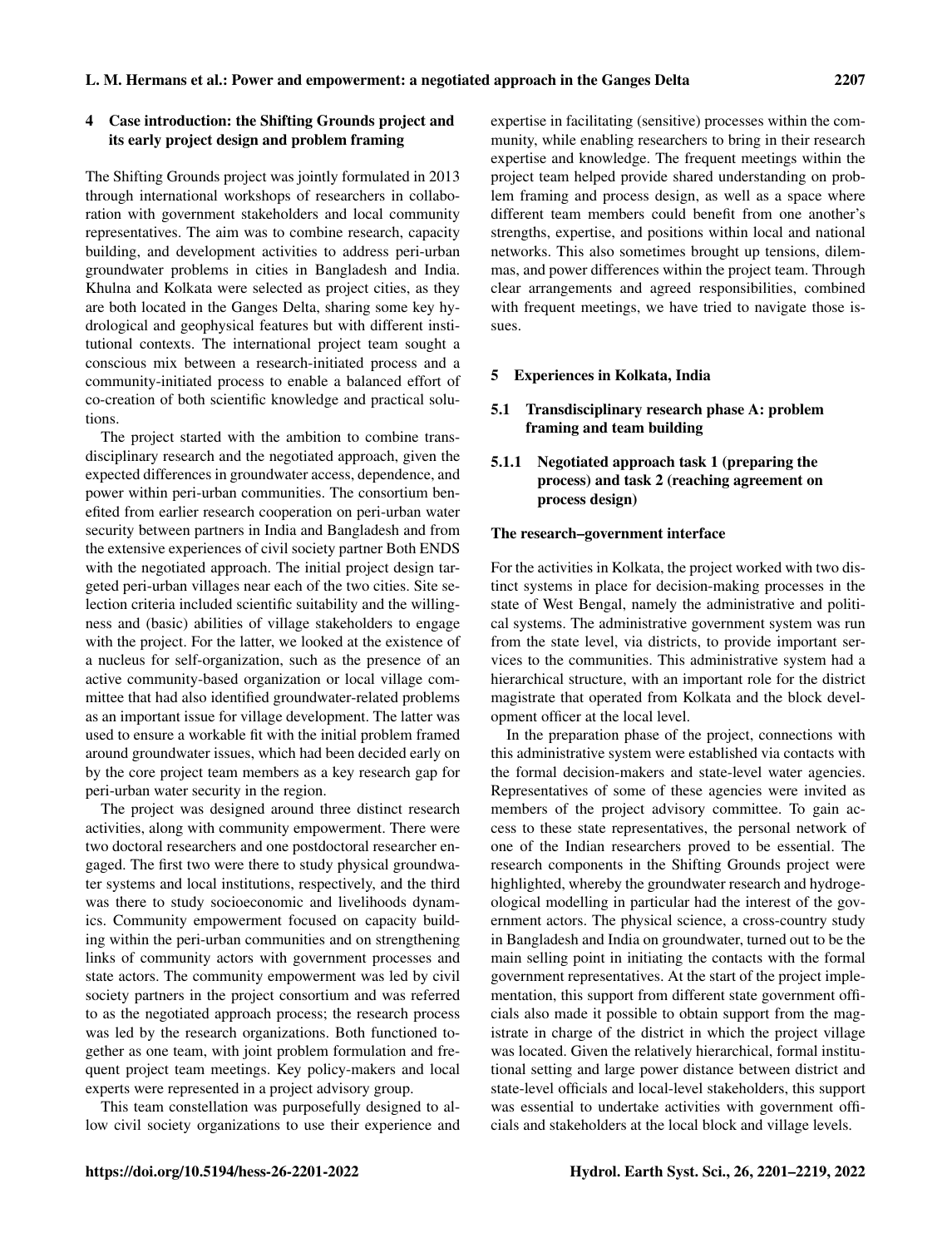## 4 Case introduction: the Shifting Grounds project and its early project design and problem framing

The Shifting Grounds project was jointly formulated in 2013 through international workshops of researchers in collaboration with government stakeholders and local community representatives. The aim was to combine research, capacity building, and development activities to address peri-urban groundwater problems in cities in Bangladesh and India. Khulna and Kolkata were selected as project cities, as they are both located in the Ganges Delta, sharing some key hydrological and geophysical features but with different institutional contexts. The international project team sought a conscious mix between a research-initiated process and a community-initiated process to enable a balanced effort of co-creation of both scientific knowledge and practical solutions.

The project started with the ambition to combine transdisciplinary research and the negotiated approach, given the expected differences in groundwater access, dependence, and power within peri-urban communities. The consortium benefited from earlier research cooperation on peri-urban water security between partners in India and Bangladesh and from the extensive experiences of civil society partner Both ENDS with the negotiated approach. The initial project design targeted peri-urban villages near each of the two cities. Site selection criteria included scientific suitability and the willingness and (basic) abilities of village stakeholders to engage with the project. For the latter, we looked at the existence of a nucleus for self-organization, such as the presence of an active community-based organization or local village committee that had also identified groundwater-related problems as an important issue for village development. The latter was used to ensure a workable fit with the initial problem framed around groundwater issues, which had been decided early on by the core project team members as a key research gap for peri-urban water security in the region.

The project was designed around three distinct research activities, along with community empowerment. There were two doctoral researchers and one postdoctoral researcher engaged. The first two were there to study physical groundwater systems and local institutions, respectively, and the third was there to study socioeconomic and livelihoods dynamics. Community empowerment focused on capacity building within the peri-urban communities and on strengthening links of community actors with government processes and state actors. The community empowerment was led by civil society partners in the project consortium and was referred to as the negotiated approach process; the research process was led by the research organizations. Both functioned together as one team, with joint problem formulation and frequent project team meetings. Key policy-makers and local experts were represented in a project advisory group.

This team constellation was purposefully designed to allow civil society organizations to use their experience and expertise in facilitating (sensitive) processes within the community, while enabling researchers to bring in their research expertise and knowledge. The frequent meetings within the project team helped provide shared understanding on problem framing and process design, as well as a space where different team members could benefit from one another's strengths, expertise, and positions within local and national networks. This also sometimes brought up tensions, dilemmas, and power differences within the project team. Through clear arrangements and agreed responsibilities, combined with frequent meetings, we have tried to navigate those issues.

## 5 Experiences in Kolkata, India

### 5.1 Transdisciplinary research phase A: problem framing and team building

#### 5.1.1 Negotiated approach task 1 (preparing the process) and task 2 (reaching agreement on process design)

**The research–government interface**

For the activities in Kolkata, the project worked with two distinct systems in place for decision-making processes in the state of West Bengal, namely the administrative and political systems. The administrative government system was run from the state level, via districts, to provide important services to the communities. This administrative system had a hierarchical structure, with an important role for the district magistrate that operated from Kolkata and the block development officer at the local level.

In the preparation phase of the project, connections with this administrative system were established via contacts with the formal decision-makers and state-level water agencies. Representatives of some of these agencies were invited as members of the project advisory committee. To gain access to these state representatives, the personal network of one of the Indian researchers proved to be essential. The research components in the Shifting Grounds project were highlighted, whereby the groundwater research and hydrogeological modelling in particular had the interest of the government actors. The physical science, a cross-country study in Bangladesh and India on groundwater, turned out to be the main selling point in initiating the contacts with the formal government representatives. At the start of the project implementation, this support from different state government officials also made it possible to obtain support from the magistrate in charge of the district in which the project village was located. Given the relatively hierarchical, formal institutional setting and large power distance between district and state-level officials and local-level stakeholders, this support was essential to undertake activities with government officials and stakeholders at the local block and village levels.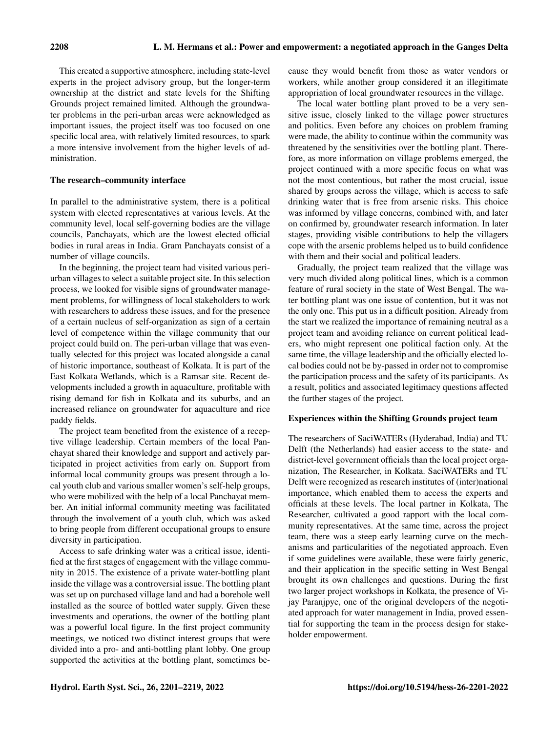This created a supportive atmosphere, including state-level experts in the project advisory group, but the longer-term ownership at the district and state levels for the Shifting Grounds project remained limited. Although the groundwater problems in the peri-urban areas were acknowledged as important issues, the project itself was too focused on one specific local area, with relatively limited resources, to spark a more intensive involvement from the higher levels of administration.

### The research–community interface

In parallel to the administrative system, there is a political system with elected representatives at various levels. At the community level, local self-governing bodies are the village councils, Panchayats, which are the lowest elected official bodies in rural areas in India. Gram Panchayats consist of a number of village councils.

In the beginning, the project team had visited various peri-urban villages to select a suitable project site. In this selection process, we looked for visible signs of groundwater management problems, for willingness of local stakeholders to work with researchers to address these issues, and for the presence of a certain nucleus of self-organization as sign of a certain level of competence within the village community that our project could build on. The peri-urban village that was eventually selected for this project was located alongside a canal of historic importance, southeast of Kolkata. It is part of the East Kolkata Wetlands, which is a Ramsar site. Recent developments included a growth in aquaculture, profitable with rising demand for fish in Kolkata and its suburbs, and an increased reliance on groundwater for aquaculture and rice paddy fields.

The project team benefited from the existence of a receptive village leadership. Certain members of the local Panchayat shared their knowledge and support and actively participated in project activities from early on. Support from informal local community groups was present through a local youth club and various smaller women's self-help groups, who were mobilized with the help of a local Panchayat member. An initial informal community meeting was facilitated through the involvement of a youth club, which was asked to bring people from different occupational groups to ensure diversity in participation.

Access to safe drinking water was a critical issue, identified at the first stages of engagement with the village community in 2015. The existence of a private water-bottling plant inside the village was a controversial issue. The bottling plant was set up on purchased village land and had a borehole well installed as the source of bottled water supply. Given these investments and operations, the owner of the bottling plant was a powerful local figure. In the first project community meetings, we noticed two distinct interest groups that were divided into a pro- and anti-bottling plant lobby. One group supported the activities at the bottling plant, sometimes because they would benefit from those as water vendors or workers, while another group considered it an illegitimate appropriation of local groundwater resources in the village.

The local water bottling plant proved to be a very sensitive issue, closely linked to the village power structures and politics. Even before any choices on problem framing were made, the ability to continue within the community was threatened by the sensitivities over the bottling plant. Therefore, as more information on village problems emerged, the project continued with a more specific focus on what was not the most contentious, but rather the most crucial, issue shared by groups across the village, which is access to safe drinking water that is free from arsenic risks. This choice was informed by village concerns, combined with, and later on confirmed by, groundwater research information. In later stages, providing visible contributions to help the villagers cope with the arsenic problems helped us to build confidence with them and their social and political leaders.

Gradually, the project team realized that the village was very much divided along political lines, which is a common feature of rural society in the state of West Bengal. The water bottling plant was one issue of contention, but it was not the only one. This put us in a difficult position. Already from the start we realized the importance of remaining neutral as a project team and avoiding reliance on current political leaders, who might represent one political faction only. At the same time, the village leadership and the officially elected local bodies could not be by-passed in order not to compromise the participation process and the safety of its participants. As a result, politics and associated legitimacy questions affected the further stages of the project.

### Experiences within the Shifting Grounds project team

The researchers of SaciWATERs (Hyderabad, India) and TU Delft (the Netherlands) had easier access to the state- and district-level government officials than the local project organization, The Researcher, in Kolkata. SaciWATERs and TU Delft were recognized as research institutes of (inter)national importance, which enabled them to access the experts and officials at these levels. The local partner in Kolkata, The Researcher, cultivated a good rapport with the local community representatives. At the same time, across the project team, there was a steep early learning curve on the mechanisms and particularities of the negotiated approach. Even if some guidelines were available, these were fairly generic, and their application in the specific setting in West Bengal brought its own challenges and questions. During the first two larger project workshops in Kolkata, the presence of Vijay Paranjpye, one of the original developers of the negotiated approach for water management in India, proved essential for supporting the team in the process design for stakeholder empowerment.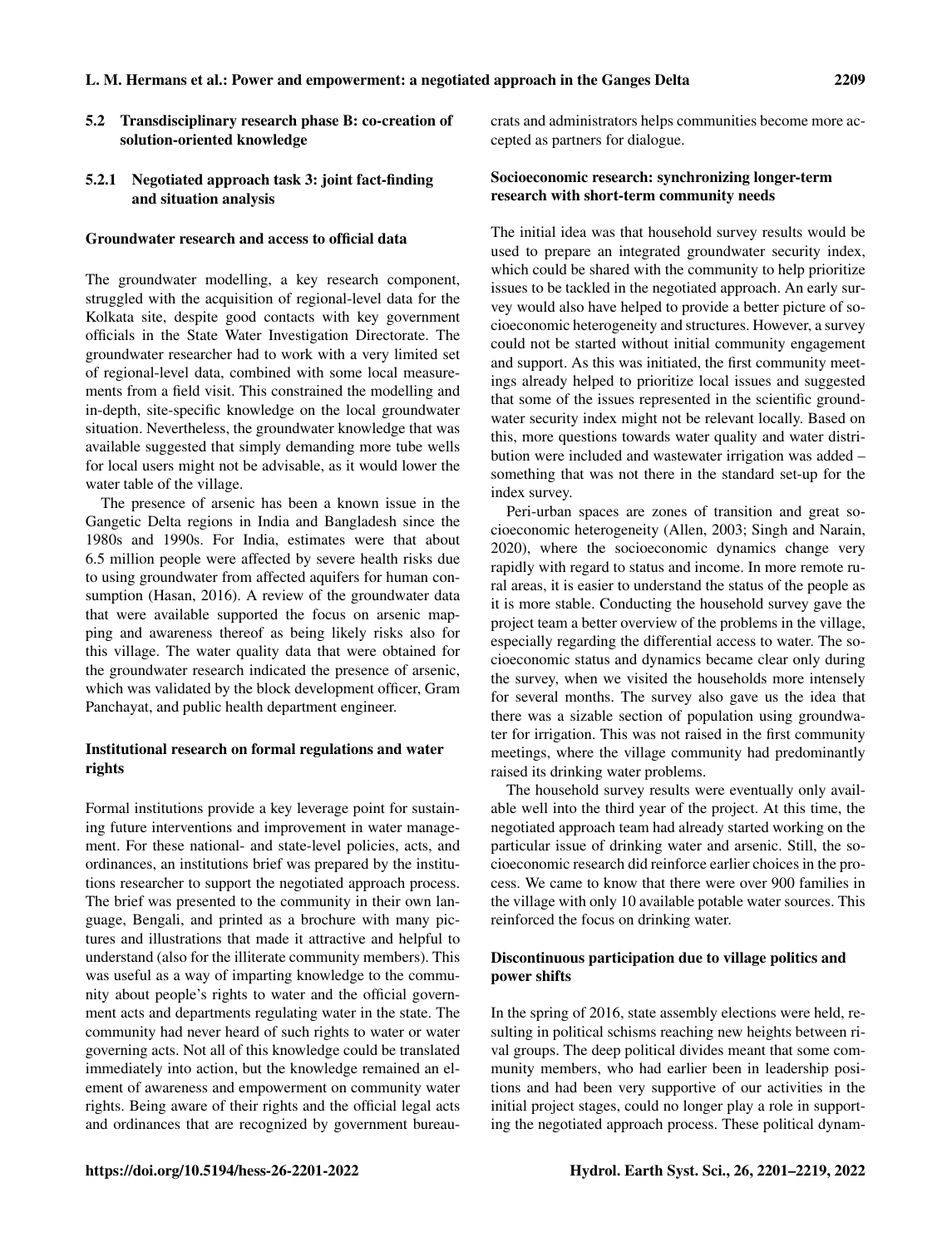### 5.2 Transdisciplinary research phase B: co-creation of solution-oriented knowledge

#### 5.2.1 Negotiated approach task 3: joint fact-finding and situation analysis

**Groundwater research and access to official data**

The groundwater modelling, a key research component, struggled with the acquisition of regional-level data for the Kolkata site, despite good contacts with key government officials in the State Water Investigation Directorate. The groundwater researcher had to work with a very limited set of regional-level data, combined with some local measurements from a field visit. This constrained the modelling and in-depth, site-specific knowledge on the local groundwater situation. Nevertheless, the groundwater knowledge that was available suggested that simply demanding more tube wells for local users might not be advisable, as it would lower the water table of the village.

The presence of arsenic has been a known issue in the Gangetic Delta regions in India and Bangladesh since the 1980s and 1990s. For India, estimates were that about 6.5 million people were affected by severe health risks due to using groundwater from affected aquifers for human consumption (Hasan, 2016). A review of the groundwater data that were available supported the focus on arsenic mapping and awareness thereof as being likely risks also for this village. The water quality data that were obtained for the groundwater research indicated the presence of arsenic, which was validated by the block development officer, Gram Panchayat, and public health department engineer.

**Institutional research on formal regulations and water rights**

Formal institutions provide a key leverage point for sustaining future interventions and improvement in water management. For these national- and state-level policies, acts, and ordinances, an institutions brief was prepared by the institutions researcher to support the negotiated approach process. The brief was presented to the community in their own language, Bengali, and printed as a brochure with many pictures and illustrations that made it attractive and helpful to understand (also for the illiterate community members). This was useful as a way of imparting knowledge to the community about people's rights to water and the official government acts and departments regulating water in the state. The community had never heard of such rights to water or water governing acts. Not all of this knowledge could be translated immediately into action, but the knowledge remained an element of awareness and empowerment on community water rights. Being aware of their rights and the official legal acts and ordinances that are recognized by government bureaucrats and administrators helps communities become more accepted as partners for dialogue.

**Socioeconomic research: synchronizing longer-term research with short-term community needs**

The initial idea was that household survey results would be used to prepare an integrated groundwater security index, which could be shared with the community to help prioritize issues to be tackled in the negotiated approach. An early survey would also have helped to provide a better picture of socioeconomic heterogeneity and structures. However, a survey could not be started without initial community engagement and support. As this was initiated, the first community meetings already helped to prioritize local issues and suggested that some of the issues represented in the scientific groundwater security index might not be relevant locally. Based on this, more questions towards water quality and water distribution were included and wastewater irrigation was added – something that was not there in the standard set-up for the index survey.

Peri-urban spaces are zones of transition and great socioeconomic heterogeneity (Allen, 2003; Singh and Narain, 2020), where the socioeconomic dynamics change very rapidly with regard to status and income. In more remote rural areas, it is easier to understand the status of the people as it is more stable. Conducting the household survey gave the project team a better overview of the problems in the village, especially regarding the differential access to water. The socioeconomic status and dynamics became clear only during the survey, when we visited the households more intensely for several months. The survey also gave us the idea that there was a sizable section of population using groundwater for irrigation. This was not raised in the first community meetings, where the village community had predominantly raised its drinking water problems.

The household survey results were eventually only available well into the third year of the project. At this time, the negotiated approach team had already started working on the particular issue of drinking water and arsenic. Still, the socioeconomic research did reinforce earlier choices in the process. We came to know that there were over 900 families in the village with only 10 available potable water sources. This reinforced the focus on drinking water.

**Discontinuous participation due to village politics and power shifts**

In the spring of 2016, state assembly elections were held, resulting in political schisms reaching new heights between rival groups. The deep political divides meant that some community members, who had earlier been in leadership positions and had been very supportive of our activities in the initial project stages, could no longer play a role in supporting the negotiated approach process. These political dynam-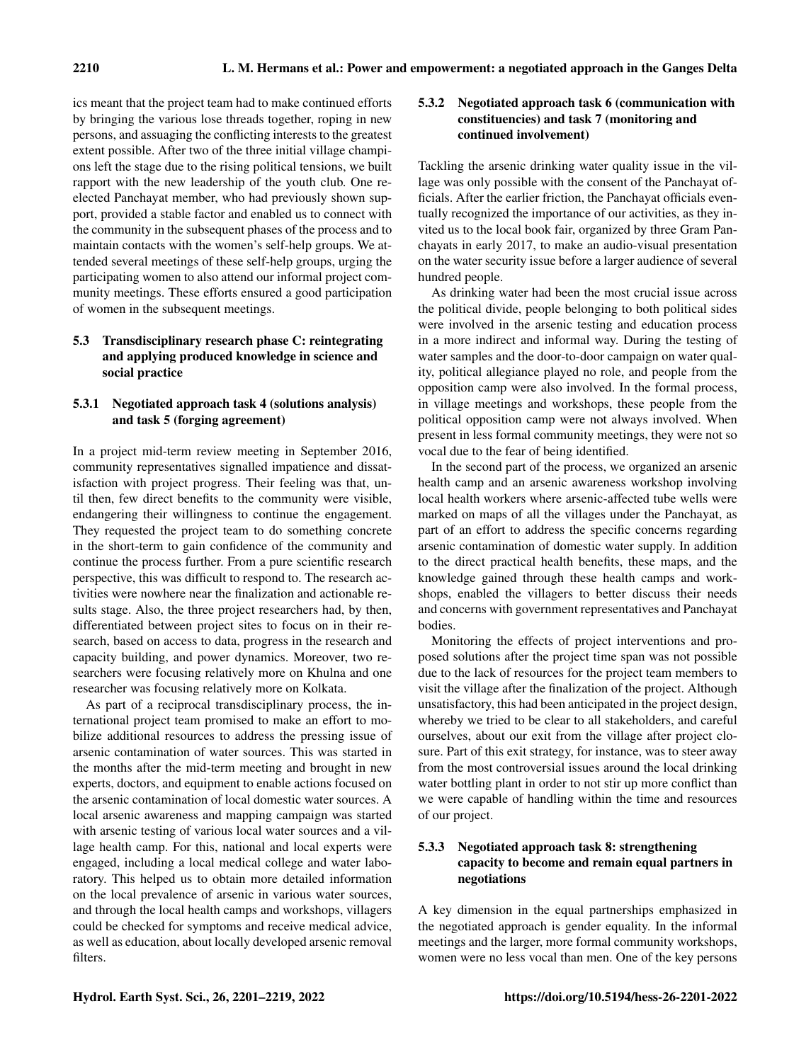ics meant that the project team had to make continued efforts by bringing the various lose threads together, roping in new persons, and assuaging the conflicting interests to the greatest extent possible. After two of the three initial village champions left the stage due to the rising political tensions, we built rapport with the new leadership of the youth club. One reelected Panchayat member, who had previously shown support, provided a stable factor and enabled us to connect with the community in the subsequent phases of the process and to maintain contacts with the women's self-help groups. We attended several meetings of these self-help groups, urging the participating women to also attend our informal project community meetings. These efforts ensured a good participation of women in the subsequent meetings.

## 5.3 Transdisciplinary research phase C: reintegrating and applying produced knowledge in science and social practice

### 5.3.1 Negotiated approach task 4 (solutions analysis) and task 5 (forging agreement)

In a project mid-term review meeting in September 2016, community representatives signalled impatience and dissatisfaction with project progress. Their feeling was that, until then, few direct benefits to the community were visible, endangering their willingness to continue the engagement. They requested the project team to do something concrete in the short-term to gain confidence of the community and continue the process further. From a pure scientific research perspective, this was difficult to respond to. The research activities were nowhere near the finalization and actionable results stage. Also, the three project researchers had, by then, differentiated between project sites to focus on in their research, based on access to data, progress in the research and capacity building, and power dynamics. Moreover, two researchers were focusing relatively more on Khulna and one researcher was focusing relatively more on Kolkata.

As part of a reciprocal transdisciplinary process, the international project team promised to make an effort to mobilize additional resources to address the pressing issue of arsenic contamination of water sources. This was started in the months after the mid-term meeting and brought in new experts, doctors, and equipment to enable actions focused on the arsenic contamination of local domestic water sources. A local arsenic awareness and mapping campaign was started with arsenic testing of various local water sources and a village health camp. For this, national and local experts were engaged, including a local medical college and water laboratory. This helped us to obtain more detailed information on the local prevalence of arsenic in various water sources, and through the local health camps and workshops, villagers could be checked for symptoms and receive medical advice, as well as education, about locally developed arsenic removal filters.

### 5.3.2 Negotiated approach task 6 (communication with constituencies) and task 7 (monitoring and continued involvement)

Tackling the arsenic drinking water quality issue in the village was only possible with the consent of the Panchayat officials. After the earlier friction, the Panchayat officials eventually recognized the importance of our activities, as they invited us to the local book fair, organized by three Gram Panchayats in early 2017, to make an audio-visual presentation on the water security issue before a larger audience of several hundred people.

As drinking water had been the most crucial issue across the political divide, people belonging to both political sides were involved in the arsenic testing and education process in a more indirect and informal way. During the testing of water samples and the door-to-door campaign on water quality, political allegiance played no role, and people from the opposition camp were also involved. In the formal process, in village meetings and workshops, these people from the political opposition camp were not always involved. When present in less formal community meetings, they were not so vocal due to the fear of being identified.

In the second part of the process, we organized an arsenic health camp and an arsenic awareness workshop involving local health workers where arsenic-affected tube wells were marked on maps of all the villages under the Panchayat, as part of an effort to address the specific concerns regarding arsenic contamination of domestic water supply. In addition to the direct practical health benefits, these maps, and the knowledge gained through these health camps and workshops, enabled the villagers to better discuss their needs and concerns with government representatives and Panchayat bodies.

Monitoring the effects of project interventions and proposed solutions after the project time span was not possible due to the lack of resources for the project team members to visit the village after the finalization of the project. Although unsatisfactory, this had been anticipated in the project design, whereby we tried to be clear to all stakeholders, and careful ourselves, about our exit from the village after project closure. Part of this exit strategy, for instance, was to steer away from the most controversial issues around the local drinking water bottling plant in order to not stir up more conflict than we were capable of handling within the time and resources of our project.

### 5.3.3 Negotiated approach task 8: strengthening capacity to become and remain equal partners in negotiations

A key dimension in the equal partnerships emphasized in the negotiated approach is gender equality. In the informal meetings and the larger, more formal community workshops, women were no less vocal than men. One of the key persons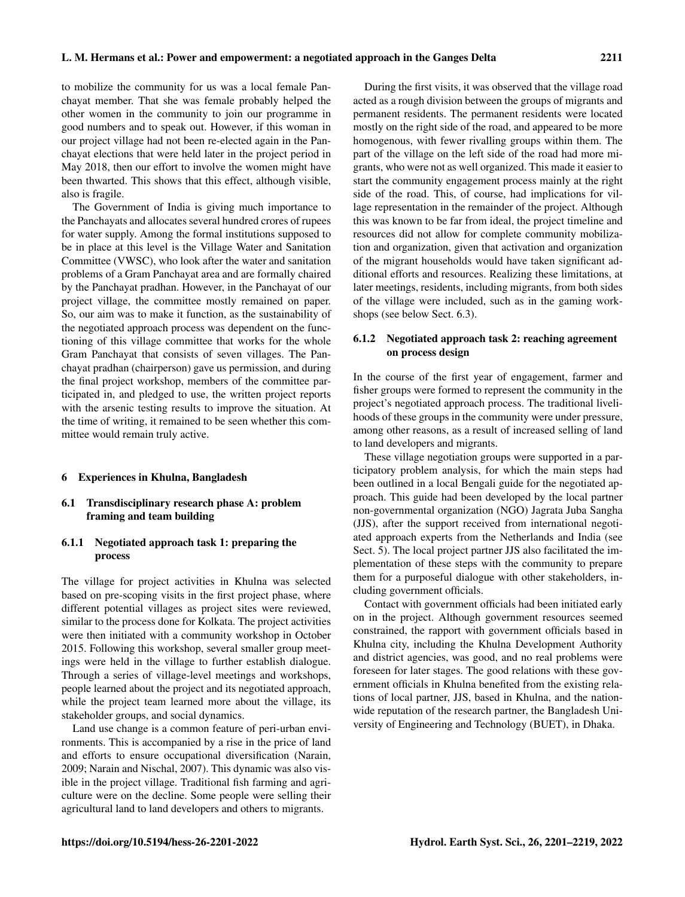to mobilize the community for us was a local female Panchayat member. That she was female probably helped the other women in the community to join our programme in good numbers and to speak out. However, if this woman in our project village had not been re-elected again in the Panchayat elections that were held later in the project period in May 2018, then our effort to involve the women might have been thwarted. This shows that this effect, although visible, also is fragile.

The Government of India is giving much importance to the Panchayats and allocates several hundred crores of rupees for water supply. Among the formal institutions supposed to be in place at this level is the Village Water and Sanitation Committee (VWSC), who look after the water and sanitation problems of a Gram Panchayat area and are formally chaired by the Panchayat pradhan. However, in the Panchayat of our project village, the committee mostly remained on paper. So, our aim was to make it function, as the sustainability of the negotiated approach process was dependent on the functioning of this village committee that works for the whole Gram Panchayat that consists of seven villages. The Panchayat pradhan (chairperson) gave us permission, and during the final project workshop, members of the committee participated in, and pledged to use, the written project reports with the arsenic testing results to improve the situation. At the time of writing, it remained to be seen whether this committee would remain truly active.

## 6 Experiences in Khulna, Bangladesh

### 6.1 Transdisciplinary research phase A: problem framing and team building

#### 6.1.1 Negotiated approach task 1: preparing the process

The village for project activities in Khulna was selected based on pre-scoping visits in the first project phase, where different potential villages as project sites were reviewed, similar to the process done for Kolkata. The project activities were then initiated with a community workshop in October 2015. Following this workshop, several smaller group meetings were held in the village to further establish dialogue. Through a series of village-level meetings and workshops, people learned about the project and its negotiated approach, while the project team learned more about the village, its stakeholder groups, and social dynamics.

Land use change is a common feature of peri-urban environments. This is accompanied by a rise in the price of land and efforts to ensure occupational diversification (Narain, 2009; Narain and Nischal, 2007). This dynamic was also visible in the project village. Traditional fish farming and agriculture were on the decline. Some people were selling their agricultural land to land developers and others to migrants.

During the first visits, it was observed that the village road acted as a rough division between the groups of migrants and permanent residents. The permanent residents were located mostly on the right side of the road, and appeared to be more homogenous, with fewer rivalling groups within them. The part of the village on the left side of the road had more migrants, who were not as well organized. This made it easier to start the community engagement process mainly at the right side of the road. This, of course, had implications for village representation in the remainder of the project. Although this was known to be far from ideal, the project timeline and resources did not allow for complete community mobilization and organization, given that activation and organization of the migrant households would have taken significant additional efforts and resources. Realizing these limitations, at later meetings, residents, including migrants, from both sides of the village were included, such as in the gaming workshops (see below Sect. 6.3).

#### 6.1.2 Negotiated approach task 2: reaching agreement on process design

In the course of the first year of engagement, farmer and fisher groups were formed to represent the community in the project's negotiated approach process. The traditional livelihoods of these groups in the community were under pressure, among other reasons, as a result of increased selling of land to land developers and migrants.

These village negotiation groups were supported in a participatory problem analysis, for which the main steps had been outlined in a local Bengali guide for the negotiated approach. This guide had been developed by the local partner non-governmental organization (NGO) Jagrata Juba Sangha (JJS), after the support received from international negotiated approach experts from the Netherlands and India (see Sect. 5). The local project partner JJS also facilitated the implementation of these steps with the community to prepare them for a purposeful dialogue with other stakeholders, including government officials.

Contact with government officials had been initiated early on in the project. Although government resources seemed constrained, the rapport with government officials based in Khulna city, including the Khulna Development Authority and district agencies, was good, and no real problems were foreseen for later stages. The good relations with these government officials in Khulna benefited from the existing relations of local partner, JJS, based in Khulna, and the nationwide reputation of the research partner, the Bangladesh University of Engineering and Technology (BUET), in Dhaka.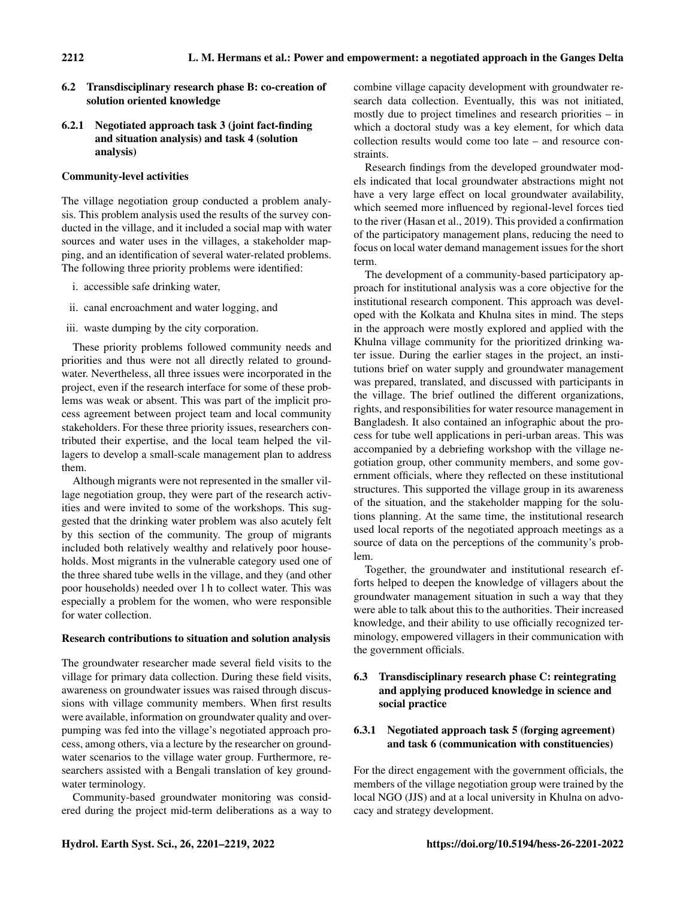## 6.2 Transdisciplinary research phase B: co-creation of solution oriented knowledge

### 6.2.1 Negotiated approach task 3 (joint fact-finding and situation analysis) and task 4 (solution analysis)

**Community-level activities**

The village negotiation group conducted a problem analysis. This problem analysis used the results of the survey conducted in the village, and it included a social map with water sources and water uses in the villages, a stakeholder mapping, and an identification of several water-related problems. The following three priority problems were identified:

i. accessible safe drinking water,

ii. canal encroachment and water logging, and

iii. waste dumping by the city corporation.

These priority problems followed community needs and priorities and thus were not all directly related to groundwater. Nevertheless, all three issues were incorporated in the project, even if the research interface for some of these problems was weak or absent. This was part of the implicit process agreement between project team and local community stakeholders. For these three priority issues, researchers contributed their expertise, and the local team helped the villagers to develop a small-scale management plan to address them.

Although migrants were not represented in the smaller village negotiation group, they were part of the research activities and were invited to some of the workshops. This suggested that the drinking water problem was also acutely felt by this section of the community. The group of migrants included both relatively wealthy and relatively poor households. Most migrants in the vulnerable category used one of the three shared tube wells in the village, and they (and other poor households) needed over 1 h to collect water. This was especially a problem for the women, who were responsible for water collection.

**Research contributions to situation and solution analysis**

The groundwater researcher made several field visits to the village for primary data collection. During these field visits, awareness on groundwater issues was raised through discussions with village community members. When first results were available, information on groundwater quality and overpumping was fed into the village's negotiated approach process, among others, via a lecture by the researcher on groundwater scenarios to the village water group. Furthermore, researchers assisted with a Bengali translation of key groundwater terminology.

Community-based groundwater monitoring was considered during the project mid-term deliberations as a way to combine village capacity development with groundwater research data collection. Eventually, this was not initiated, mostly due to project timelines and research priorities – in which a doctoral study was a key element, for which data collection results would come too late – and resource constraints.

Research findings from the developed groundwater models indicated that local groundwater abstractions might not have a very large effect on local groundwater availability, which seemed more influenced by regional-level forces tied to the river (Hasan et al., 2019). This provided a confirmation of the participatory management plans, reducing the need to focus on local water demand management issues for the short term.

The development of a community-based participatory approach for institutional analysis was a core objective for the institutional research component. This approach was developed with the Kolkata and Khulna sites in mind. The steps in the approach were mostly explored and applied with the Khulna village community for the prioritized drinking water issue. During the earlier stages in the project, an institutions brief on water supply and groundwater management was prepared, translated, and discussed with participants in the village. The brief outlined the different organizations, rights, and responsibilities for water resource management in Bangladesh. It also contained an infographic about the process for tube well applications in peri-urban areas. This was accompanied by a debriefing workshop with the village negotiation group, other community members, and some government officials, where they reflected on these institutional structures. This supported the village group in its awareness of the situation, and the stakeholder mapping for the solutions planning. At the same time, the institutional research used local reports of the negotiated approach meetings as a source of data on the perceptions of the community's problem.

Together, the groundwater and institutional research efforts helped to deepen the knowledge of villagers about the groundwater management situation in such a way that they were able to talk about this to the authorities. Their increased knowledge, and their ability to use officially recognized terminology, empowered villagers in their communication with the government officials.

## 6.3 Transdisciplinary research phase C: reintegrating and applying produced knowledge in science and social practice

### 6.3.1 Negotiated approach task 5 (forging agreement) and task 6 (communication with constituencies)

For the direct engagement with the government officials, the members of the village negotiation group were trained by the local NGO (JJS) and at a local university in Khulna on advocacy and strategy development.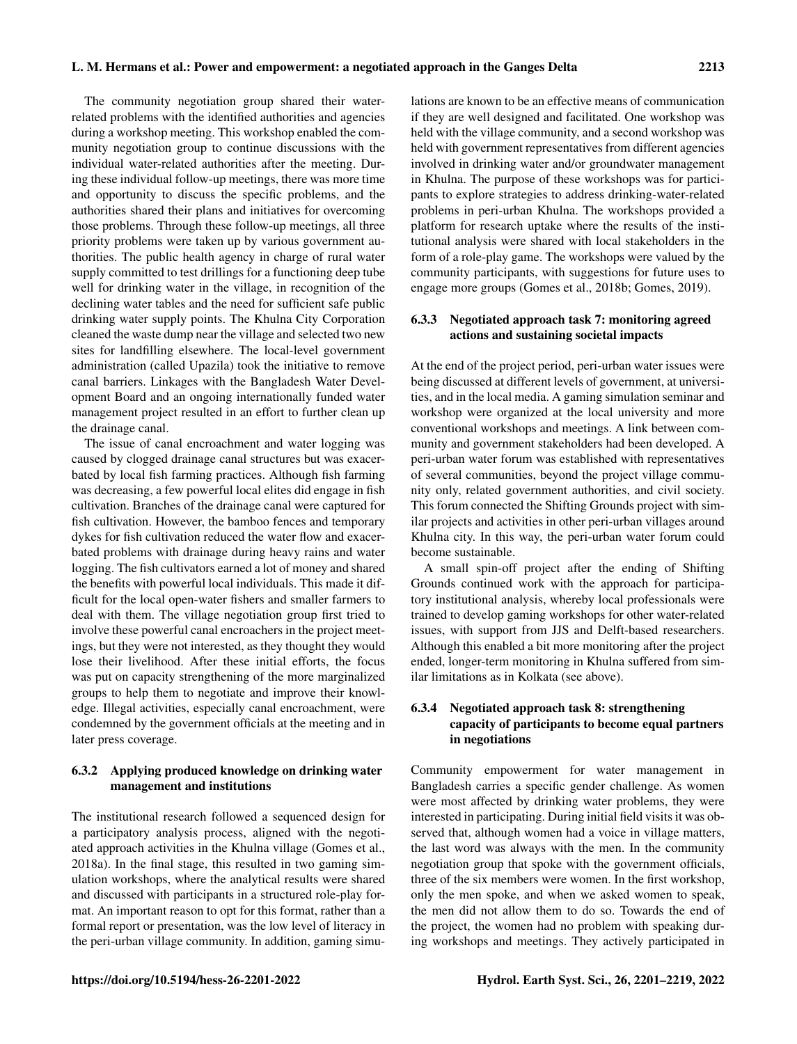The community negotiation group shared their water-related problems with the identified authorities and agencies during a workshop meeting. This workshop enabled the community negotiation group to continue discussions with the individual water-related authorities after the meeting. During these individual follow-up meetings, there was more time and opportunity to discuss the specific problems, and the authorities shared their plans and initiatives for overcoming those problems. Through these follow-up meetings, all three priority problems were taken up by various government authorities. The public health agency in charge of rural water supply committed to test drillings for a functioning deep tube well for drinking water in the village, in recognition of the declining water tables and the need for sufficient safe public drinking water supply points. The Khulna City Corporation cleaned the waste dump near the village and selected two new sites for landfilling elsewhere. The local-level government administration (called Upazila) took the initiative to remove canal barriers. Linkages with the Bangladesh Water Development Board and an ongoing internationally funded water management project resulted in an effort to further clean up the drainage canal.

The issue of canal encroachment and water logging was caused by clogged drainage canal structures but was exacerbated by local fish farming practices. Although fish farming was decreasing, a few powerful local elites did engage in fish cultivation. Branches of the drainage canal were captured for fish cultivation. However, the bamboo fences and temporary dykes for fish cultivation reduced the water flow and exacerbated problems with drainage during heavy rains and water logging. The fish cultivators earned a lot of money and shared the benefits with powerful local individuals. This made it difficult for the local open-water fishers and smaller farmers to deal with them. The village negotiation group first tried to involve these powerful canal encroachers in the project meetings, but they were not interested, as they thought they would lose their livelihood. After these initial efforts, the focus was put on capacity strengthening of the more marginalized groups to help them to negotiate and improve their knowledge. Illegal activities, especially canal encroachment, were condemned by the government officials at the meeting and in later press coverage.

#### 6.3.2 Applying produced knowledge on drinking water management and institutions

The institutional research followed a sequenced design for a participatory analysis process, aligned with the negotiated approach activities in the Khulna village (Gomes et al., 2018a). In the final stage, this resulted in two gaming simulation workshops, where the analytical results were shared and discussed with participants in a structured role-play format. An important reason to opt for this format, rather than a formal report or presentation, was the low level of literacy in the peri-urban village community. In addition, gaming simulations are known to be an effective means of communication if they are well designed and facilitated. One workshop was held with the village community, and a second workshop was held with government representatives from different agencies involved in drinking water and/or groundwater management in Khulna. The purpose of these workshops was for participants to explore strategies to address drinking-water-related problems in peri-urban Khulna. The workshops provided a platform for research uptake where the results of the institutional analysis were shared with local stakeholders in the form of a role-play game. The workshops were valued by the community participants, with suggestions for future uses to engage more groups (Gomes et al., 2018b; Gomes, 2019).

#### 6.3.3 Negotiated approach task 7: monitoring agreed actions and sustaining societal impacts

At the end of the project period, peri-urban water issues were being discussed at different levels of government, at universities, and in the local media. A gaming simulation seminar and workshop were organized at the local university and more conventional workshops and meetings. A link between community and government stakeholders had been developed. A peri-urban water forum was established with representatives of several communities, beyond the project village community only, related government authorities, and civil society. This forum connected the Shifting Grounds project with similar projects and activities in other peri-urban villages around Khulna city. In this way, the peri-urban water forum could become sustainable.

A small spin-off project after the ending of Shifting Grounds continued work with the approach for participatory institutional analysis, whereby local professionals were trained to develop gaming workshops for other water-related issues, with support from JJS and Delft-based researchers. Although this enabled a bit more monitoring after the project ended, longer-term monitoring in Khulna suffered from similar limitations as in Kolkata (see above).

#### 6.3.4 Negotiated approach task 8: strengthening capacity of participants to become equal partners in negotiations

Community empowerment for water management in Bangladesh carries a specific gender challenge. As women were most affected by drinking water problems, they were interested in participating. During initial field visits it was observed that, although women had a voice in village matters, the last word was always with the men. In the community negotiation group that spoke with the government officials, three of the six members were women. In the first workshop, only the men spoke, and when we asked women to speak, the men did not allow them to do so. Towards the end of the project, the women had no problem with speaking during workshops and meetings. They actively participated in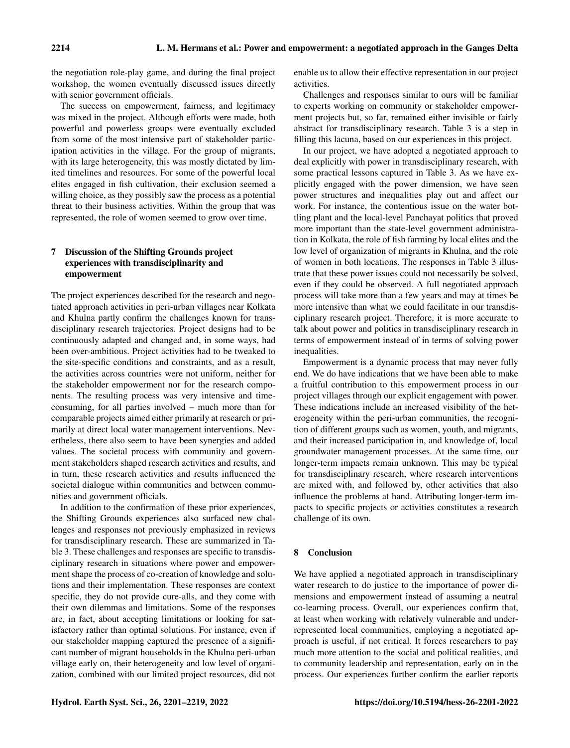the negotiation role-play game, and during the final project workshop, the women eventually discussed issues directly with senior government officials.

The success on empowerment, fairness, and legitimacy was mixed in the project. Although efforts were made, both powerful and powerless groups were eventually excluded from some of the most intensive part of stakeholder participation activities in the village. For the group of migrants, with its large heterogeneity, this was mostly dictated by limited timelines and resources. For some of the powerful local elites engaged in fish cultivation, their exclusion seemed a willing choice, as they possibly saw the process as a potential threat to their business activities. Within the group that was represented, the role of women seemed to grow over time.

## 7 Discussion of the Shifting Grounds project experiences with transdisciplinarity and empowerment

The project experiences described for the research and negotiated approach activities in peri-urban villages near Kolkata and Khulna partly confirm the challenges known for transdisciplinary research trajectories. Project designs had to be continuously adapted and changed and, in some ways, had been over-ambitious. Project activities had to be tweaked to the site-specific conditions and constraints, and as a result, the activities across countries were not uniform, neither for the stakeholder empowerment nor for the research components. The resulting process was very intensive and time-consuming, for all parties involved – much more than for comparable projects aimed either primarily at research or primarily at direct local water management interventions. Nevertheless, there also seem to have been synergies and added values. The societal process with community and government stakeholders shaped research activities and results, and in turn, these research activities and results influenced the societal dialogue within communities and between communities and government officials.

In addition to the confirmation of these prior experiences, the Shifting Grounds experiences also surfaced new challenges and responses not previously emphasized in reviews for transdisciplinary research. These are summarized in Table 3. These challenges and responses are specific to transdisciplinary research in situations where power and empowerment shape the process of co-creation of knowledge and solutions and their implementation. These responses are context specific, they do not provide cure-alls, and they come with their own dilemmas and limitations. Some of the responses are, in fact, about accepting limitations or looking for satisfactory rather than optimal solutions. For instance, even if our stakeholder mapping captured the presence of a significant number of migrant households in the Khulna peri-urban village early on, their heterogeneity and low level of organization, combined with our limited project resources, did not enable us to allow their effective representation in our project activities.

Challenges and responses similar to ours will be familiar to experts working on community or stakeholder empowerment projects but, so far, remained either invisible or fairly abstract for transdisciplinary research. Table 3 is a step in filling this lacuna, based on our experiences in this project.

In our project, we have adopted a negotiated approach to deal explicitly with power in transdisciplinary research, with some practical lessons captured in Table 3. As we have explicitly engaged with the power dimension, we have seen power structures and inequalities play out and affect our work. For instance, the contentious issue on the water bottling plant and the local-level Panchayat politics that proved more important than the state-level government administration in Kolkata, the role of fish farming by local elites and the low level of organization of migrants in Khulna, and the role of women in both locations. The responses in Table 3 illustrate that these power issues could not necessarily be solved, even if they could be observed. A full negotiated approach process will take more than a few years and may at times be more intensive than what we could facilitate in our transdisciplinary research project. Therefore, it is more accurate to talk about power and politics in transdisciplinary research in terms of empowerment instead of in terms of solving power inequalities.

Empowerment is a dynamic process that may never fully end. We do have indications that we have been able to make a fruitful contribution to this empowerment process in our project villages through our explicit engagement with power. These indications include an increased visibility of the heterogeneity within the peri-urban communities, the recognition of different groups such as women, youth, and migrants, and their increased participation in, and knowledge of, local groundwater management processes. At the same time, our longer-term impacts remain unknown. This may be typical for transdisciplinary research, where research interventions are mixed with, and followed by, other activities that also influence the problems at hand. Attributing longer-term impacts to specific projects or activities constitutes a research challenge of its own.

## 8 Conclusion

We have applied a negotiated approach in transdisciplinary water research to do justice to the importance of power dimensions and empowerment instead of assuming a neutral co-learning process. Overall, our experiences confirm that, at least when working with relatively vulnerable and underrepresented local communities, employing a negotiated approach is useful, if not critical. It forces researchers to pay much more attention to the social and political realities, and to community leadership and representation, early on in the process. Our experiences further confirm the earlier reports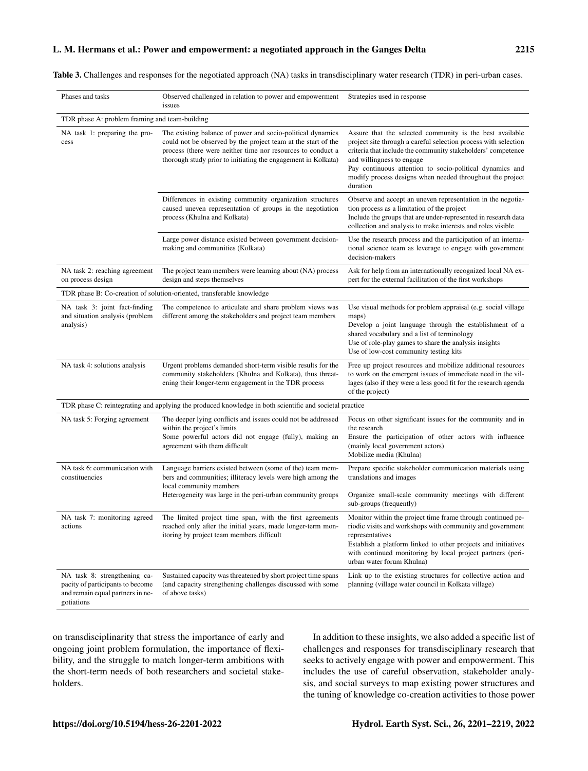**Table 3.** Challenges and responses for the negotiated approach (NA) tasks in transdisciplinary water research (TDR) in peri-urban cases.

| Phases and tasks | Observed challenged in relation to power and empowerment issues | Strategies used in response |
|---|---|---|
| TDR phase A: problem framing and team-building | | |
| NA task 1: preparing the process | The existing balance of power and socio-political dynamics could not be observed by the project team at the start of the process (there were neither time nor resources to conduct a thorough study prior to initiating the engagement in Kolkata) | Assure that the selected community is the best available project site through a careful selection process with selection criteria that include the community stakeholders' competence and willingness to engage<br>Pay continuous attention to socio-political dynamics and modify process designs when needed throughout the project duration |
| | Differences in existing community organization structures caused uneven representation of groups in the negotiation process (Khulna and Kolkata) | Observe and accept an uneven representation in the negotiation process as a limitation of the project<br>Include the groups that are under-represented in research data collection and analysis to make interests and roles visible |
| | Large power distance existed between government decision-making and communities (Kolkata) | Use the research process and the participation of an international science team as leverage to engage with government decision-makers |
| NA task 2: reaching agreement on process design | The project team members were learning about (NA) process design and steps themselves | Ask for help from an internationally recognized local NA expert for the external facilitation of the first workshops |
| TDR phase B: Co-creation of solution-oriented, transferable knowledge | | |
| NA task 3: joint fact-finding and situation analysis (problem analysis) | The competence to articulate and share problem views was different among the stakeholders and project team members | Use visual methods for problem appraisal (e.g. social village maps)<br>Develop a joint language through the establishment of a shared vocabulary and a list of terminology<br>Use of role-play games to share the analysis insights<br>Use of low-cost community testing kits |
| NA task 4: solutions analysis | Urgent problems demanded short-term visible results for the community stakeholders (Khulna and Kolkata), thus threatening their longer-term engagement in the TDR process | Free up project resources and mobilize additional resources to work on the emergent issues of immediate need in the villages (also if they were a less good fit for the research agenda of the project) |
| TDR phase C: reintegrating and applying the produced knowledge in both scientific and societal practice | | |
| NA task 5: Forging agreement | The deeper lying conflicts and issues could not be addressed within the project's limits<br>Some powerful actors did not engage (fully), making an agreement with them difficult | Focus on other significant issues for the community and in the research<br>Ensure the participation of other actors with influence (mainly local government actors)<br>Mobilize media (Khulna) |
| NA task 6: communication with constituencies | Language barriers existed between (some of the) team members and communities; illiteracy levels were high among the local community members<br>Heterogeneity was large in the peri-urban community groups | Prepare specific stakeholder communication materials using translations and images<br>Organize small-scale community meetings with different sub-groups (frequently) |
| NA task 7: monitoring agreed actions | The limited project time span, with the first agreements reached only after the initial years, made longer-term monitoring by project team members difficult | Monitor within the project time frame through continued periodic visits and workshops with community and government representatives<br>Establish a platform linked to other projects and initiatives with continued monitoring by local project partners (peri-urban water forum Khulna) |
| NA task 8: strengthening capacity of participants to become and remain equal partners in negotiations | Sustained capacity was threatened by short project time spans (and capacity strengthening challenges discussed with some of above tasks) | Link up to the existing structures for collective action and planning (village water council in Kolkata village) |

on transdisciplinarity that stress the importance of early and ongoing joint problem formulation, the importance of flexibility, and the struggle to match longer-term ambitions with the short-term needs of both researchers and societal stakeholders.

In addition to these insights, we also added a specific list of challenges and responses for transdisciplinary research that seeks to actively engage with power and empowerment. This includes the use of careful observation, stakeholder analysis, and social surveys to map existing power structures and the tuning of knowledge co-creation activities to those power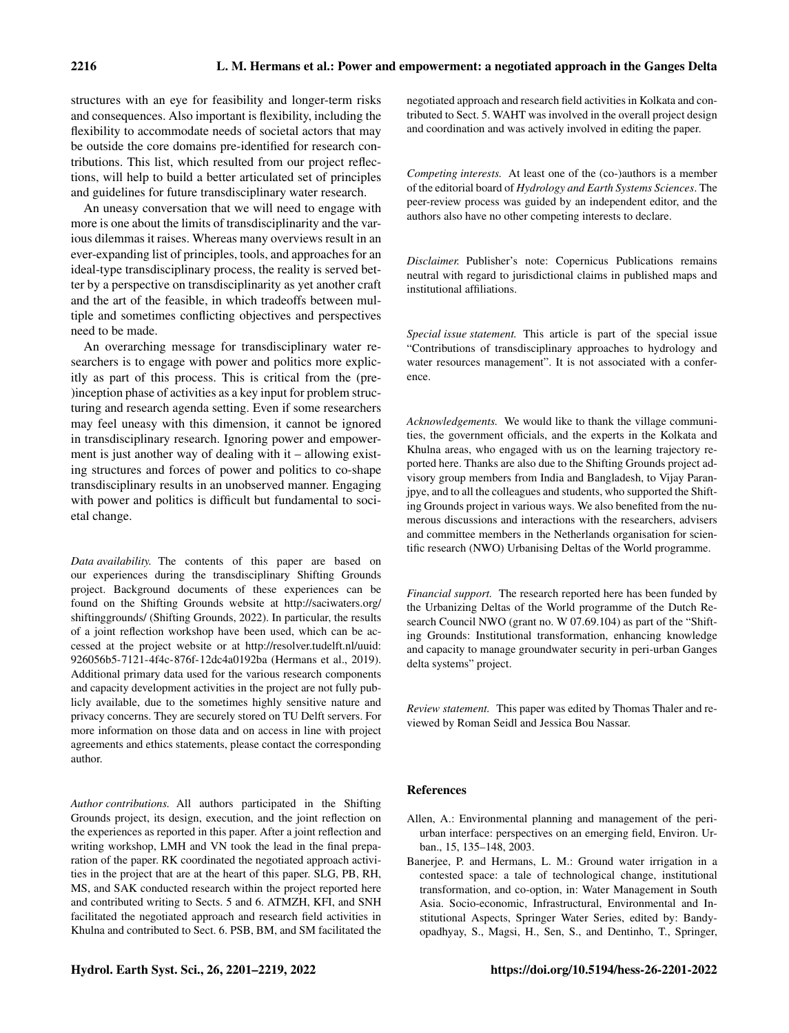structures with an eye for feasibility and longer-term risks and consequences. Also important is flexibility, including the flexibility to accommodate needs of societal actors that may be outside the core domains pre-identified for research contributions. This list, which resulted from our project reflections, will help to build a better articulated set of principles and guidelines for future transdisciplinary water research.

An uneasy conversation that we will need to engage with more is one about the limits of transdisciplinarity and the various dilemmas it raises. Whereas many overviews result in an ever-expanding list of principles, tools, and approaches for an ideal-type transdisciplinary process, the reality is served better by a perspective on transdisciplinarity as yet another craft and the art of the feasible, in which tradeoffs between multiple and sometimes conflicting objectives and perspectives need to be made.

An overarching message for transdisciplinary water researchers is to engage with power and politics more explicitly as part of this process. This is critical from the (pre-)inception phase of activities as a key input for problem structuring and research agenda setting. Even if some researchers may feel uneasy with this dimension, it cannot be ignored in transdisciplinary research. Ignoring power and empowerment is just another way of dealing with it – allowing existing structures and forces of power and politics to co-shape transdisciplinary results in an unobserved manner. Engaging with power and politics is difficult but fundamental to societal change.

*Data availability.* The contents of this paper are based on our experiences during the transdisciplinary Shifting Grounds project. Background documents of these experiences can be found on the Shifting Grounds website at http://saciwaters.org/shiftinggrounds/ (Shifting Grounds, 2022). In particular, the results of a joint reflection workshop have been used, which can be accessed at the project website or at http://resolver.tudelft.nl/uuid:926056b5-7121-4f4c-876f-12dc4a0192ba (Hermans et al., 2019). Additional primary data used for the various research components and capacity development activities in the project are not fully publicly available, due to the sometimes highly sensitive nature and privacy concerns. They are securely stored on TU Delft servers. For more information on those data and on access in line with project agreements and ethics statements, please contact the corresponding author.

*Author contributions.* All authors participated in the Shifting Grounds project, its design, execution, and the joint reflection on the experiences as reported in this paper. After a joint reflection and writing workshop, LMH and VN took the lead in the final preparation of the paper. RK coordinated the negotiated approach activities in the project that are at the heart of this paper. SLG, PB, RH, MS, and SAK conducted research within the project reported here and contributed writing to Sects. 5 and 6. ATMZH, KFI, and SNH facilitated the negotiated approach and research field activities in Khulna and contributed to Sect. 6. PSB, BM, and SM facilitated the negotiated approach and research field activities in Kolkata and contributed to Sect. 5. WAHT was involved in the overall project design and coordination and was actively involved in editing the paper.

*Competing interests.* At least one of the (co-)authors is a member of the editorial board of *Hydrology and Earth System Sciences*. The peer-review process was guided by an independent editor, and the authors also have no other competing interests to declare.

*Disclaimer.* Publisher's note: Copernicus Publications remains neutral with regard to jurisdictional claims in published maps and institutional affiliations.

*Special issue statement.* This article is part of the special issue "Contributions of transdisciplinary approaches to hydrology and water resources management". It is not associated with a conference.

*Acknowledgements.* We would like to thank the village communities, the government officials, and the experts in the Kolkata and Khulna areas, who engaged with us on the learning trajectory reported here. Thanks are also due to the Shifting Grounds project advisory group members from India and Bangladesh, to Vijay Paranjpye, and to all the colleagues and students, who supported the Shifting Grounds project in various ways. We also benefited from the numerous discussions and interactions with the researchers, advisers and committee members in the Netherlands organisation for scientific research (NWO) Urbanising Deltas of the World programme.

*Financial support.* The research reported here has been funded by the Urbanizing Deltas of the World programme of the Dutch Research Council NWO (grant no. W 07.69.104) as part of the "Shifting Grounds: Institutional transformation, enhancing knowledge and capacity to manage groundwater security in peri-urban Ganges delta systems" project.

*Review statement.* This paper was edited by Thomas Thaler and reviewed by Roman Seidl and Jessica Bou Nassar.

## References

- Allen, A.: Environmental planning and management of the peri-urban interface: perspectives on an emerging field, Environ. Urban., 15, 135–148, 2003.
- Banerjee, P. and Hermans, L. M.: Ground water irrigation in a contested space: a tale of technological change, institutional transformation, and co-option, in: Water Management in South Asia. Socio-economic, Infrastructural, Environmental and Institutional Aspects, Springer Water Series, edited by: Bandyopadhyay, S., Magsi, H., Sen, S., and Dentinho, T., Springer,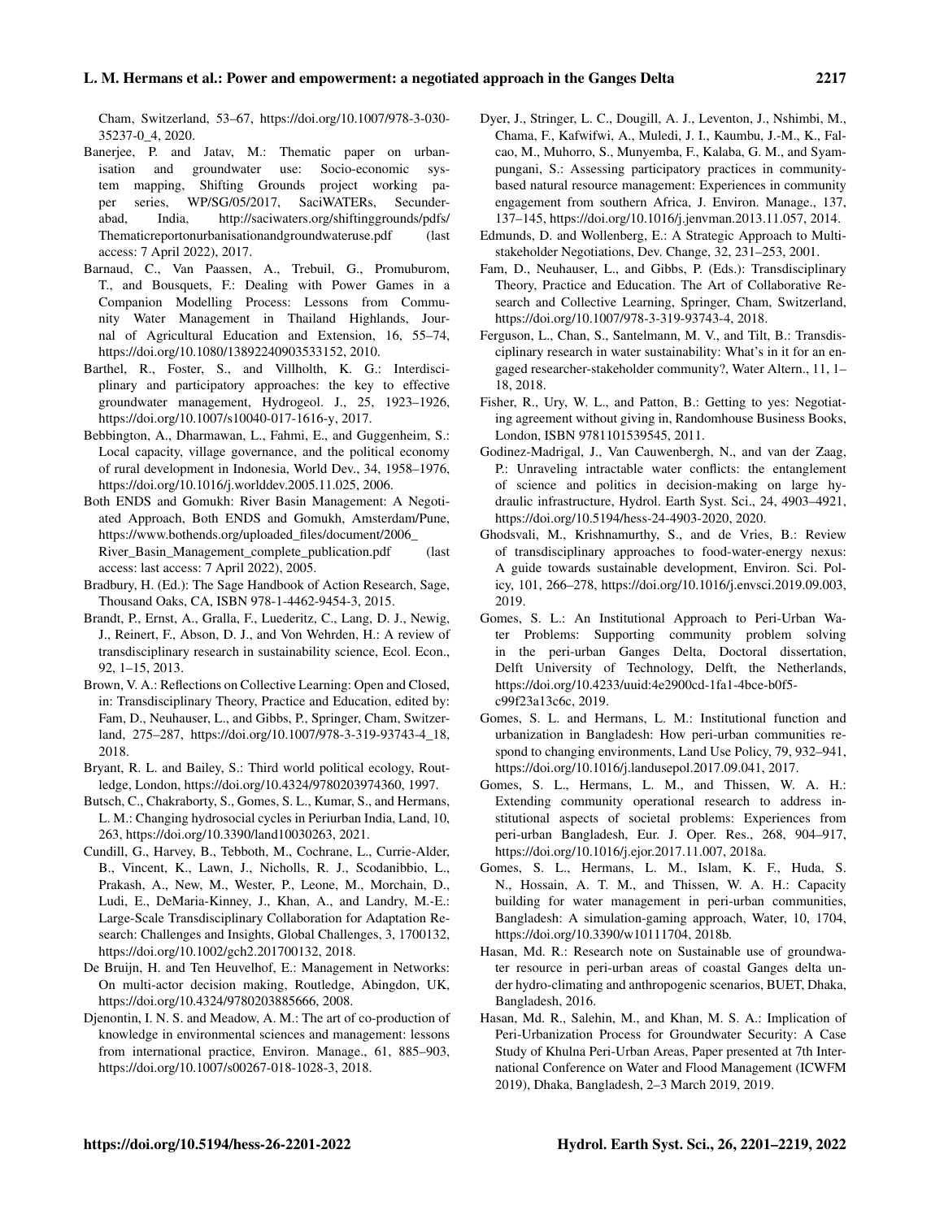Cham, Switzerland, 53–67, https://doi.org/10.1007/978-3-030-35237-0_4, 2020.

Banerjee, P. and Jatav, M.: Thematic paper on urbanisation and groundwater use: Socio-economic system mapping, Shifting Grounds project working paper series, WP/SG/05/2017, SaciWATERs, Secunderabad, India, http://saciwaters.org/shiftinggrounds/pdfs/Thematicreportonurbanisationandgroundwateruse.pdf (last access: 7 April 2022), 2017.

Barnaud, C., Van Paassen, A., Trebuil, G., Promuburom, T., and Bousquets, F.: Dealing with Power Games in a Companion Modelling Process: Lessons from Community Water Management in Thailand Highlands, Journal of Agricultural Education and Extension, 16, 55–74, https://doi.org/10.1080/13892240903533152, 2010.

Barthel, R., Foster, S., and Villholth, K. G.: Interdisciplinary and participatory approaches: the key to effective groundwater management, Hydrogeol. J., 25, 1923–1926, https://doi.org/10.1007/s10040-017-1616-y, 2017.

Bebbington, A., Dharmawan, L., Fahmi, E., and Guggenheim, S.: Local capacity, village governance, and the political economy of rural development in Indonesia, World Dev., 34, 1958–1976, https://doi.org/10.1016/j.worlddev.2005.11.025, 2006.

Both ENDS and Gomukh: River Basin Management: A Negotiated Approach, Both ENDS and Gomukh, Amsterdam/Pune, https://www.bothends.org/uploaded_files/document/2006_River_Basin_Management_complete_publication.pdf (last access: last access: 7 April 2022), 2005.

Bradbury, H. (Ed.): The Sage Handbook of Action Research, Sage, Thousand Oaks, CA, ISBN 978-1-4462-9454-3, 2015.

Brandt, P., Ernst, A., Gralla, F., Luederitz, C., Lang, D. J., Newig, J., Reinert, F., Abson, D. J., and Von Wehrden, H.: A review of transdisciplinary research in sustainability science, Ecol. Econ., 92, 1–15, 2013.

Brown, V. A.: Reflections on Collective Learning: Open and Closed, in: Transdisciplinary Theory, Practice and Education, edited by: Fam, D., Neuhauser, L., and Gibbs, P., Springer, Cham, Switzerland, 275–287, https://doi.org/10.1007/978-3-319-93743-4_18, 2018.

Bryant, R. L. and Bailey, S.: Third world political ecology, Routledge, London, https://doi.org/10.4324/9780203974360, 1997.

Butsch, C., Chakraborty, S., Gomes, S. L., Kumar, S., and Hermans, L. M.: Changing hydrosocial cycles in Periurban India, Land, 10, 263, https://doi.org/10.3390/land10030263, 2021.

Cundill, G., Harvey, B., Tebboth, M., Cochrane, L., Currie-Alder, B., Vincent, K., Lawn, J., Nicholls, R. J., Scodanibbio, L., Prakash, A., New, M., Wester, P., Leone, M., Morchain, D., Ludi, E., DeMaria-Kinney, J., Khan, A., and Landry, M.-E.: Large-Scale Transdisciplinary Collaboration for Adaptation Research: Challenges and Insights, Global Challenges, 3, 1700132, https://doi.org/10.1002/gch2.201700132, 2018.

De Bruijn, H. and Ten Heuvelhof, E.: Management in Networks: On multi-actor decision making, Routledge, Abingdon, UK, https://doi.org/10.4324/9780203885666, 2008.

Djenontin, I. N. S. and Meadow, A. M.: The art of co-production of knowledge in environmental sciences and management: lessons from international practice, Environ. Manage., 61, 885–903, https://doi.org/10.1007/s00267-018-1028-3, 2018.

Dyer, J., Stringer, L. C., Dougill, A. J., Leventon, J., Nshimbi, M., Chama, F., Kafwifwi, A., Muledi, J. I., Kaumbu, J.-M., K., Falcao, M., Muhorro, S., Munyemba, F., Kalaba, G. M., and Syampungani, S.: Assessing participatory practices in community-based natural resource management: Experiences in community engagement from southern Africa, J. Environ. Manage., 137, 137–145, https://doi.org/10.1016/j.jenvman.2013.11.057, 2014.

Edmunds, D. and Wollenberg, E.: A Strategic Approach to Multistakeholder Negotiations, Dev. Change, 32, 231–253, 2001.

Fam, D., Neuhauser, L., and Gibbs, P. (Eds.): Transdisciplinary Theory, Practice and Education. The Art of Collaborative Research and Collective Learning, Springer, Cham, Switzerland, https://doi.org/10.1007/978-3-319-93743-4, 2018.

Ferguson, L., Chan, S., Santelmann, M. V., and Tilt, B.: Transdisciplinary research in water sustainability: What's in it for an engaged researcher-stakeholder community?, Water Altern., 11, 1–18, 2018.

Fisher, R., Ury, W. L., and Patton, B.: Getting to yes: Negotiating agreement without giving in, Randomhouse Business Books, London, ISBN 9781101539545, 2011.

Godinez-Madrigal, J., Van Cauwenbergh, N., and van der Zaag, P.: Unraveling intractable water conflicts: the entanglement of science and politics in decision-making on large hydraulic infrastructure, Hydrol. Earth Syst. Sci., 24, 4903–4921, https://doi.org/10.5194/hess-24-4903-2020, 2020.

Ghodsvali, M., Krishnamurthy, S., and de Vries, B.: Review of transdisciplinary approaches to food-water-energy nexus: A guide towards sustainable development, Environ. Sci. Policy, 101, 266–278, https://doi.org/10.1016/j.envsci.2019.09.003, 2019.

Gomes, S. L.: An Institutional Approach to Peri-Urban Water Problems: Supporting community problem solving in the peri-urban Ganges Delta, Doctoral dissertation, Delft University of Technology, Delft, the Netherlands, https://doi.org/10.4233/uuid:4e2900cd-1fa1-4bce-b0f5-c99f23a13c6c, 2019.

Gomes, S. L. and Hermans, L. M.: Institutional function and urbanization in Bangladesh: How peri-urban communities respond to changing environments, Land Use Policy, 79, 932–941, https://doi.org/10.1016/j.landusepol.2017.09.041, 2017.

Gomes, S. L., Hermans, L. M., and Thissen, W. A. H.: Extending community operational research to address institutional aspects of societal problems: Experiences from peri-urban Bangladesh, Eur. J. Oper. Res., 268, 904–917, https://doi.org/10.1016/j.ejor.2017.11.007, 2018a.

Gomes, S. L., Hermans, L. M., Islam, K. F., Huda, S. N., Hossain, A. T. M., and Thissen, W. A. H.: Capacity building for water management in peri-urban communities, Bangladesh: A simulation-gaming approach, Water, 10, 1704, https://doi.org/10.3390/w10111704, 2018b.

Hasan, Md. R.: Research note on Sustainable use of groundwater resource in peri-urban areas of coastal Ganges delta under hydro-climating and anthropogenic scenarios, BUET, Dhaka, Bangladesh, 2016.

Hasan, Md. R., Salehin, M., and Khan, M. S. A.: Implication of Peri-Urbanization Process for Groundwater Security: A Case Study of Khulna Peri-Urban Areas, Paper presented at 7th International Conference on Water and Flood Management (ICWFM 2019), Dhaka, Bangladesh, 2–3 March 2019, 2019.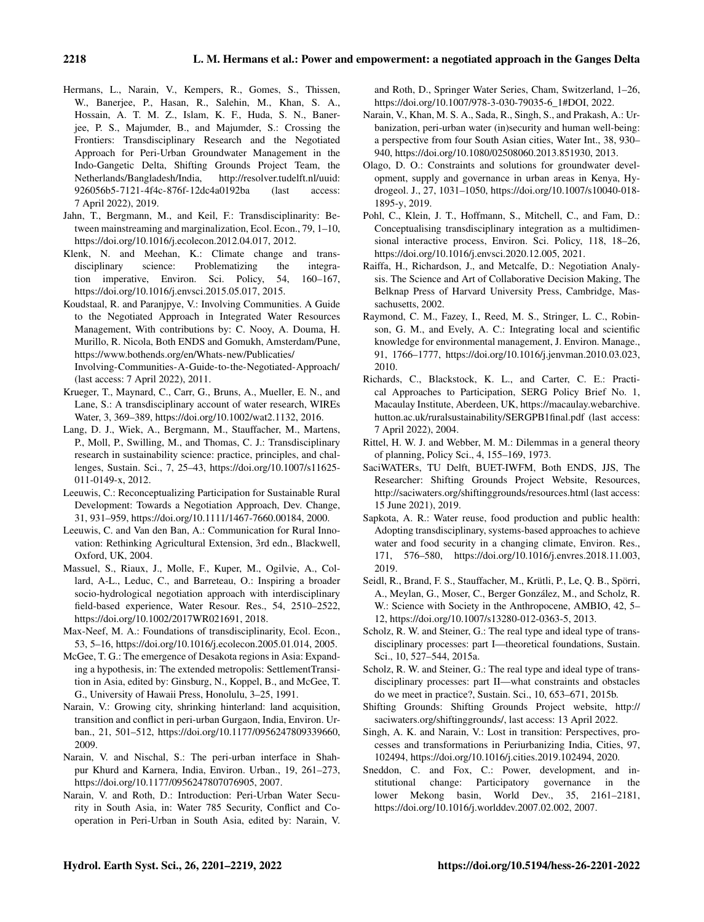Hermans, L., Narain, V., Kempers, R., Gomes, S., Thissen, W., Banerjee, P., Hasan, R., Salehin, M., Khan, S. A., Hossain, A. T. M. Z., Islam, K. F., Huda, S. N., Banerjee, P. S., Majumder, B., and Majumder, S.: Crossing the Frontiers: Transdisciplinary Research and the Negotiated Approach for Peri-Urban Groundwater Management in the Indo-Gangetic Delta, Shifting Grounds Project Team, the Netherlands/Bangladesh/India, http://resolver.tudelft.nl/uuid:926056b5-7121-4f4c-876f-12dc4a0192ba (last access: 7 April 2022), 2019.

Jahn, T., Bergmann, M., and Keil, F.: Transdisciplinarity: Between mainstreaming and marginalization, Ecol. Econ., 79, 1–10, https://doi.org/10.1016/j.ecolecon.2012.04.017, 2012.

Klenk, N. and Meehan, K.: Climate change and transdisciplinary science: Problematizing the integration imperative, Environ. Sci. Policy, 54, 160–167, https://doi.org/10.1016/j.envsci.2015.05.017, 2015.

Koudstaal, R. and Paranjpye, V.: Involving Communities. A Guide to the Negotiated Approach in Integrated Water Resources Management, With contributions by: C. Nooy, A. Douma, H. Murillo, R. Nicola, Both ENDS and Gomukh, Amsterdam/Pune, https://www.bothends.org/en/Whats-new/Publicaties/Involving-Communities-A-Guide-to-the-Negotiated-Approach/ (last access: 7 April 2022), 2011.

Krueger, T., Maynard, C., Carr, G., Bruns, A., Mueller, E. N., and Lane, S.: A transdisciplinary account of water research, WIREs Water, 3, 369–389, https://doi.org/10.1002/wat2.1132, 2016.

Lang, D. J., Wiek, A., Bergmann, M., Stauffacher, M., Martens, P., Moll, P., Swilling, M., and Thomas, C. J.: Transdisciplinary research in sustainability science: practice, principles, and challenges, Sustain. Sci., 7, 25–43, https://doi.org/10.1007/s11625-011-0149-x, 2012.

Leeuwis, C.: Reconceptualizing Participation for Sustainable Rural Development: Towards a Negotiation Approach, Dev. Change, 31, 931–959, https://doi.org/10.1111/1467-7660.00184, 2000.

Leeuwis, C. and Van den Ban, A.: Communication for Rural Innovation: Rethinking Agricultural Extension, 3rd edn., Blackwell, Oxford, UK, 2004.

Massuel, S., Riaux, J., Molle, F., Kuper, M., Ogilvie, A., Collard, A-L., Leduc, C., and Barreteau, O.: Inspiring a broader socio-hydrological negotiation approach with interdisciplinary field-based experience, Water Resour. Res., 54, 2510–2522, https://doi.org/10.1002/2017WR021691, 2018.

Max-Neef, M. A.: Foundations of transdisciplinarity, Ecol. Econ., 53, 5–16, https://doi.org/10.1016/j.ecolecon.2005.01.014, 2005.

McGee, T. G.: The emergence of Desakota regions in Asia: Expanding a hypothesis, in: The extended metropolis: SettlementTransition in Asia, edited by: Ginsburg, N., Koppel, B., and McGee, T. G., University of Hawaii Press, Honolulu, 3–25, 1991.

Narain, V.: Growing city, shrinking hinterland: land acquisition, transition and conflict in peri-urban Gurgaon, India, Environ. Urban., 21, 501–512, https://doi.org/10.1177/0956247809339660, 2009.

Narain, V. and Nischal, S.: The peri-urban interface in Shahpur Khurd and Karnera, India, Environ. Urban., 19, 261–273, https://doi.org/10.1177/0956247807076905, 2007.

Narain, V. and Roth, D.: Introduction: Peri-Urban Water Security in South Asia, in: Water 785 Security, Conflict and Cooperation in Peri-Urban in South Asia, edited by: Narain, V. and Roth, D., Springer Water Series, Cham, Switzerland, 1–26, https://doi.org/10.1007/978-3-030-79035-6_1#DOI, 2022.

Narain, V., Khan, M. S. A., Sada, R., Singh, S., and Prakash, A.: Urbanization, peri-urban water (in)security and human well-being: a perspective from four South Asian cities, Water Int., 38, 930–940, https://doi.org/10.1080/02508060.2013.851930, 2013.

Olago, D. O.: Constraints and solutions for groundwater development, supply and governance in urban areas in Kenya, Hydrogeol. J., 27, 1031–1050, https://doi.org/10.1007/s10040-018-1895-y, 2019.

Pohl, C., Klein, J. T., Hoffmann, S., Mitchell, C., and Fam, D.: Conceptualising transdisciplinary integration as a multidimensional interactive process, Environ. Sci. Policy, 118, 18–26, https://doi.org/10.1016/j.envsci.2020.12.005, 2021.

Raiffa, H., Richardson, J., and Metcalfe, D.: Negotiation Analysis. The Science and Art of Collaborative Decision Making, The Belknap Press of Harvard University Press, Cambridge, Massachusetts, 2002.

Raymond, C. M., Fazey, I., Reed, M. S., Stringer, L. C., Robinson, G. M., and Evely, A. C.: Integrating local and scientific knowledge for environmental management, J. Environ. Manage., 91, 1766–1777, https://doi.org/10.1016/j.jenvman.2010.03.023, 2010.

Richards, C., Blackstock, K. L., and Carter, C. E.: Practical Approaches to Participation, SERG Policy Brief No. 1, Macaulay Institute, Aberdeen, UK, https://macaulay.webarchive.hutton.ac.uk/ruralsustainability/SERGPB1final.pdf (last access: 7 April 2022), 2004.

Rittel, H. W. J. and Webber, M. M.: Dilemmas in a general theory of planning, Policy Sci., 4, 155–169, 1973.

SaciWATERs, TU Delft, BUET-IWFM, Both ENDS, JJS, The Researcher: Shifting Grounds Project Website, Resources, http://saciwaters.org/shiftinggrounds/resources.html (last access: 15 June 2021), 2019.

Sapkota, A. R.: Water reuse, food production and public health: Adopting transdisciplinary, systems-based approaches to achieve water and food security in a changing climate, Environ. Res., 171, 576–580, https://doi.org/10.1016/j.envres.2018.11.003, 2019.

Seidl, R., Brand, F. S., Stauffacher, M., Krütli, P., Le, Q. B., Spörri, A., Meylan, G., Moser, C., Berger González, M., and Scholz, R. W.: Science with Society in the Anthropocene, AMBIO, 42, 5–12, https://doi.org/10.1007/s13280-012-0363-5, 2013.

Scholz, R. W. and Steiner, G.: The real type and ideal type of transdisciplinary processes: part I—theoretical foundations, Sustain. Sci., 10, 527–544, 2015a.

Scholz, R. W. and Steiner, G.: The real type and ideal type of transdisciplinary processes: part II—what constraints and obstacles do we meet in practice?, Sustain. Sci., 10, 653–671, 2015b.

Shifting Grounds: Shifting Grounds Project website, http://saciwaters.org/shiftinggrounds/, last access: 13 April 2022.

Singh, A. K. and Narain, V.: Lost in transition: Perspectives, processes and transformations in Periurbanizing India, Cities, 97, 102494, https://doi.org/10.1016/j.cities.2019.102494, 2020.

Sneddon, C. and Fox, C.: Power, development, and institutional change: Participatory governance in the lower Mekong basin, World Dev., 35, 2161–2181, https://doi.org/10.1016/j.worlddev.2007.02.002, 2007.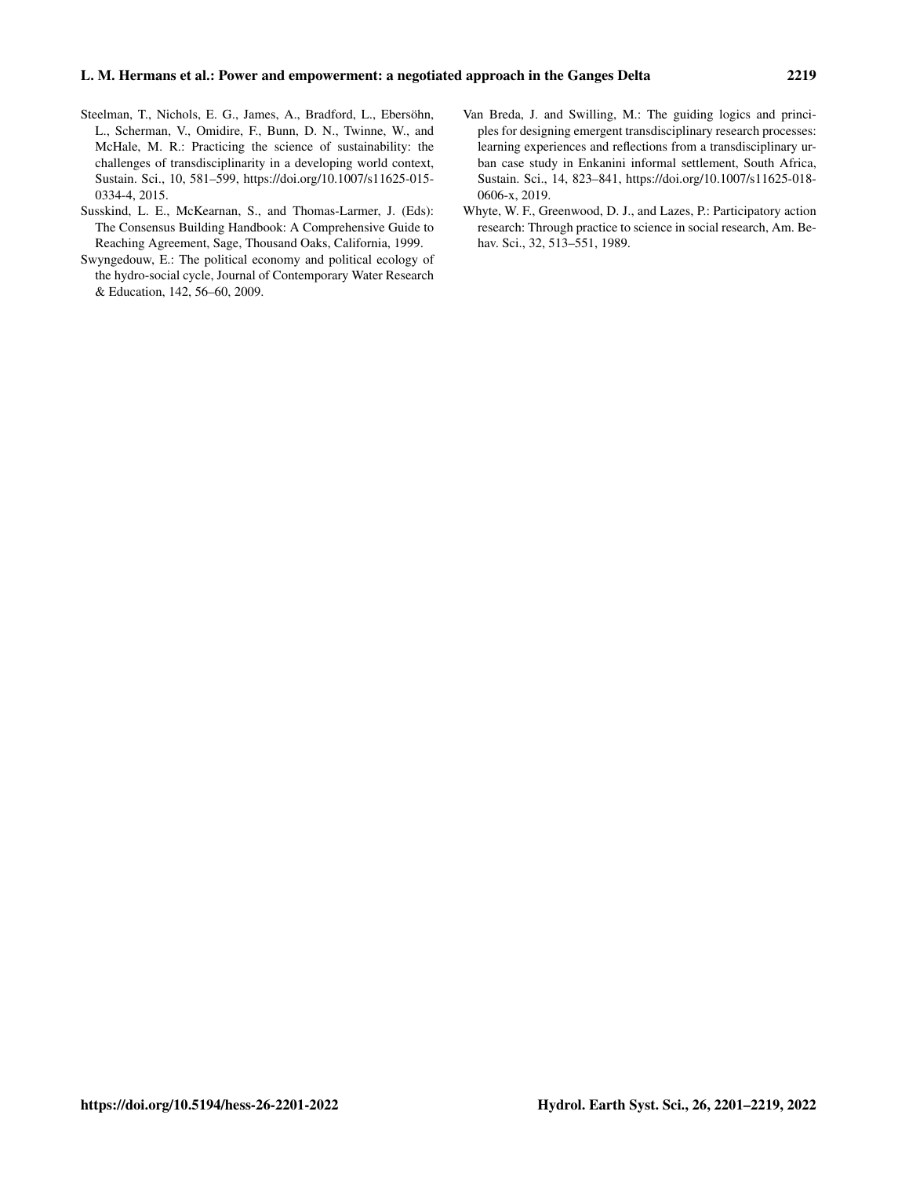Steelman, T., Nichols, E. G., James, A., Bradford, L., Ebersöhn, L., Scherman, V., Omidire, F., Bunn, D. N., Twinne, W., and McHale, M. R.: Practicing the science of sustainability: the challenges of transdisciplinarity in a developing world context, Sustain. Sci., 10, 581–599, https://doi.org/10.1007/s11625-015-0334-4, 2015.

Susskind, L. E., McKearnan, S., and Thomas-Larmer, J. (Eds): The Consensus Building Handbook: A Comprehensive Guide to Reaching Agreement, Sage, Thousand Oaks, California, 1999.

Swyngedouw, E.: The political economy and political ecology of the hydro-social cycle, Journal of Contemporary Water Research & Education, 142, 56–60, 2009.

Van Breda, J. and Swilling, M.: The guiding logics and principles for designing emergent transdisciplinary research processes: learning experiences and reflections from a transdisciplinary urban case study in Enkanini informal settlement, South Africa, Sustain. Sci., 14, 823–841, https://doi.org/10.1007/s11625-018-0606-x, 2019.

Whyte, W. F., Greenwood, D. J., and Lazes, P.: Participatory action research: Through practice to science in social research, Am. Behav. Sci., 32, 513–551, 1989.